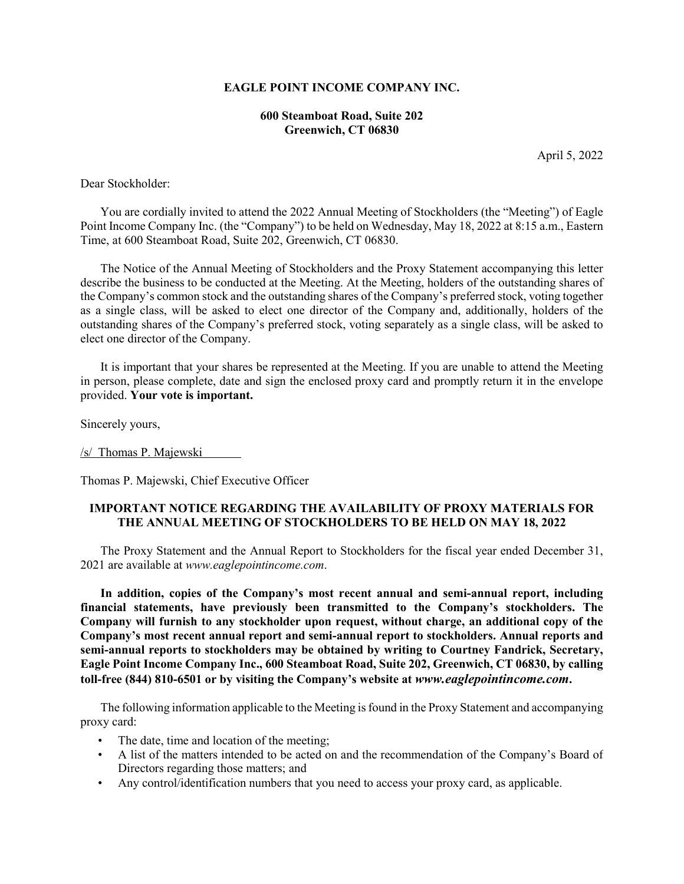**EAGLE POINT INCOME COMPANY INC.**

**600 Steamboat Road, Suite 202**
**Greenwich, CT 06830**

April 5, 2022

Dear Stockholder:

You are cordially invited to attend the 2022 Annual Meeting of Stockholders (the "Meeting") of Eagle Point Income Company Inc. (the "Company") to be held on Wednesday, May 18, 2022 at 8:15 a.m., Eastern Time, at 600 Steamboat Road, Suite 202, Greenwich, CT 06830.

The Notice of the Annual Meeting of Stockholders and the Proxy Statement accompanying this letter describe the business to be conducted at the Meeting. At the Meeting, holders of the outstanding shares of the Company's common stock and the outstanding shares of the Company's preferred stock, voting together as a single class, will be asked to elect one director of the Company and, additionally, holders of the outstanding shares of the Company's preferred stock, voting separately as a single class, will be asked to elect one director of the Company.

It is important that your shares be represented at the Meeting. If you are unable to attend the Meeting in person, please complete, date and sign the enclosed proxy card and promptly return it in the envelope provided. **Your vote is important.**

Sincerely yours,

/s/ Thomas P. Majewski

Thomas P. Majewski, Chief Executive Officer

**IMPORTANT NOTICE REGARDING THE AVAILABILITY OF PROXY MATERIALS FOR THE ANNUAL MEETING OF STOCKHOLDERS TO BE HELD ON MAY 18, 2022**

The Proxy Statement and the Annual Report to Stockholders for the fiscal year ended December 31, 2021 are available at *www.eaglepointincome.com*.

**In addition, copies of the Company's most recent annual and semi-annual report, including financial statements, have previously been transmitted to the Company's stockholders. The Company will furnish to any stockholder upon request, without charge, an additional copy of the Company's most recent annual report and semi-annual report to stockholders. Annual reports and semi-annual reports to stockholders may be obtained by writing to Courtney Fandrick, Secretary, Eagle Point Income Company Inc., 600 Steamboat Road, Suite 202, Greenwich, CT 06830, by calling toll-free (844) 810-6501 or by visiting the Company's website at *www.eaglepointincome.com*.**

The following information applicable to the Meeting is found in the Proxy Statement and accompanying proxy card:

- The date, time and location of the meeting;
- A list of the matters intended to be acted on and the recommendation of the Company's Board of Directors regarding those matters; and
- Any control/identification numbers that you need to access your proxy card, as applicable.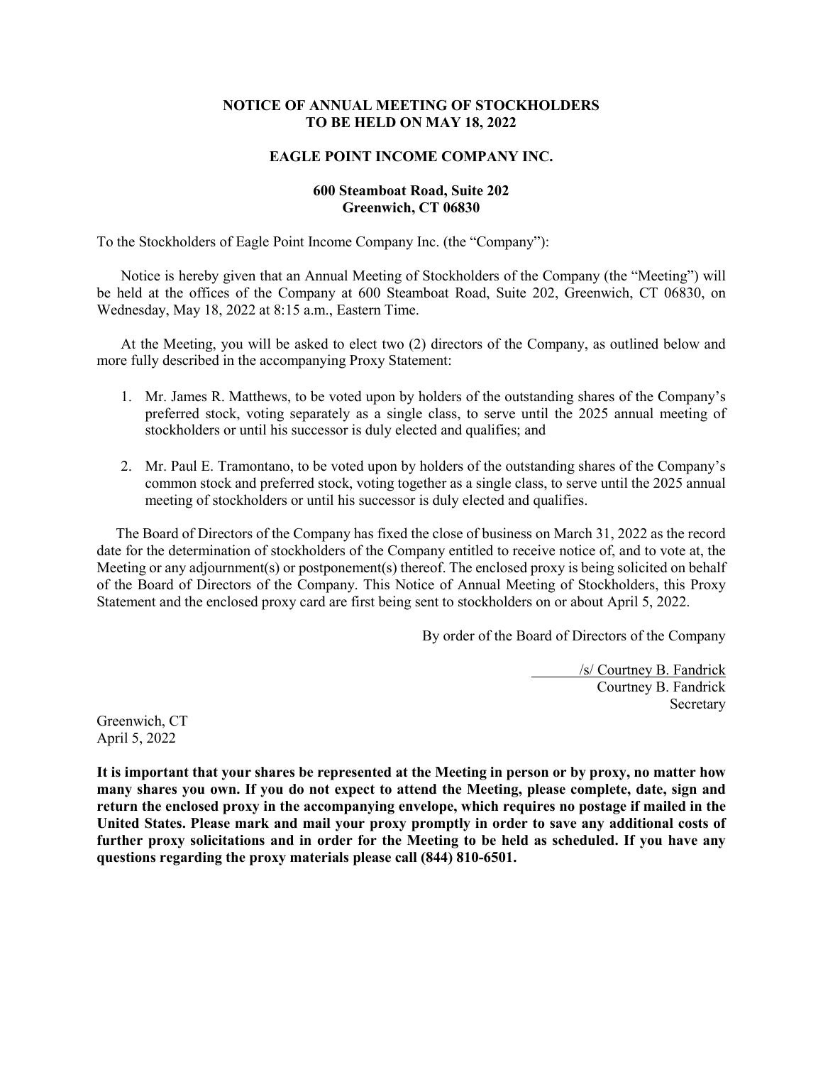**NOTICE OF ANNUAL MEETING OF STOCKHOLDERS**
**TO BE HELD ON MAY 18, 2022**

**EAGLE POINT INCOME COMPANY INC.**

**600 Steamboat Road, Suite 202**
**Greenwich, CT 06830**

To the Stockholders of Eagle Point Income Company Inc. (the "Company"):

Notice is hereby given that an Annual Meeting of Stockholders of the Company (the "Meeting") will be held at the offices of the Company at 600 Steamboat Road, Suite 202, Greenwich, CT 06830, on Wednesday, May 18, 2022 at 8:15 a.m., Eastern Time.

At the Meeting, you will be asked to elect two (2) directors of the Company, as outlined below and more fully described in the accompanying Proxy Statement:

1. Mr. James R. Matthews, to be voted upon by holders of the outstanding shares of the Company's preferred stock, voting separately as a single class, to serve until the 2025 annual meeting of stockholders or until his successor is duly elected and qualifies; and
2. Mr. Paul E. Tramontano, to be voted upon by holders of the outstanding shares of the Company's common stock and preferred stock, voting together as a single class, to serve until the 2025 annual meeting of stockholders or until his successor is duly elected and qualifies.

The Board of Directors of the Company has fixed the close of business on March 31, 2022 as the record date for the determination of stockholders of the Company entitled to receive notice of, and to vote at, the Meeting or any adjournment(s) or postponement(s) thereof. The enclosed proxy is being solicited on behalf of the Board of Directors of the Company. This Notice of Annual Meeting of Stockholders, this Proxy Statement and the enclosed proxy card are first being sent to stockholders on or about April 5, 2022.

By order of the Board of Directors of the Company

/s/ Courtney B. Fandrick
Courtney B. Fandrick
Secretary

Greenwich, CT
April 5, 2022

**It is important that your shares be represented at the Meeting in person or by proxy, no matter how many shares you own. If you do not expect to attend the Meeting, please complete, date, sign and return the enclosed proxy in the accompanying envelope, which requires no postage if mailed in the United States. Please mark and mail your proxy promptly in order to save any additional costs of further proxy solicitations and in order for the Meeting to be held as scheduled. If you have any questions regarding the proxy materials please call (844) 810-6501.**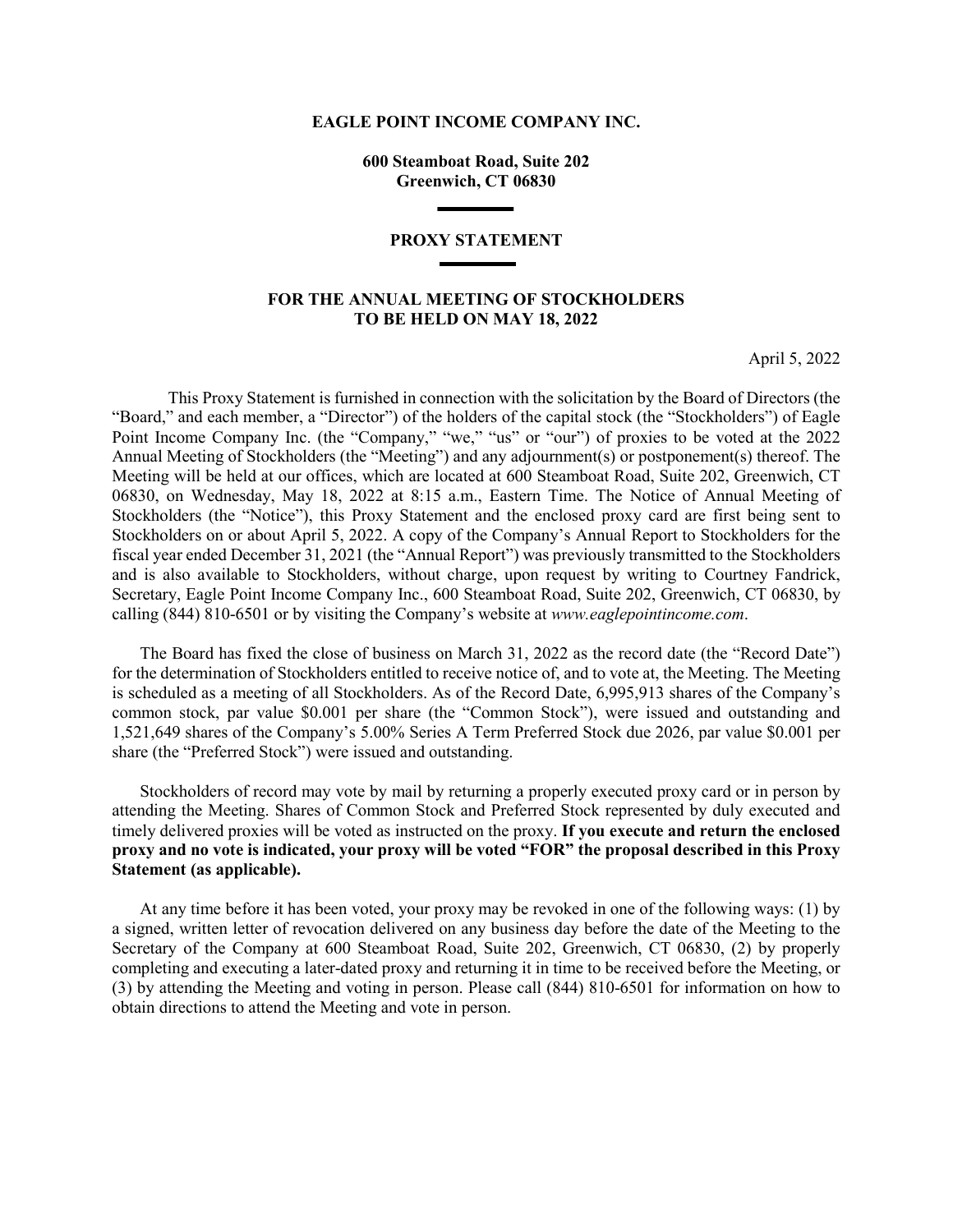**EAGLE POINT INCOME COMPANY INC.**

**600 Steamboat Road, Suite 202**
**Greenwich, CT 06830**

---

**PROXY STATEMENT**

---

**FOR THE ANNUAL MEETING OF STOCKHOLDERS**
**TO BE HELD ON MAY 18, 2022**

April 5, 2022

This Proxy Statement is furnished in connection with the solicitation by the Board of Directors (the "Board," and each member, a "Director") of the holders of the capital stock (the "Stockholders") of Eagle Point Income Company Inc. (the "Company," "we," "us" or "our") of proxies to be voted at the 2022 Annual Meeting of Stockholders (the "Meeting") and any adjournment(s) or postponement(s) thereof. The Meeting will be held at our offices, which are located at 600 Steamboat Road, Suite 202, Greenwich, CT 06830, on Wednesday, May 18, 2022 at 8:15 a.m., Eastern Time. The Notice of Annual Meeting of Stockholders (the "Notice"), this Proxy Statement and the enclosed proxy card are first being sent to Stockholders on or about April 5, 2022. A copy of the Company's Annual Report to Stockholders for the fiscal year ended December 31, 2021 (the "Annual Report") was previously transmitted to the Stockholders and is also available to Stockholders, without charge, upon request by writing to Courtney Fandrick, Secretary, Eagle Point Income Company Inc., 600 Steamboat Road, Suite 202, Greenwich, CT 06830, by calling (844) 810-6501 or by visiting the Company's website at *www.eaglepointincome.com*.

The Board has fixed the close of business on March 31, 2022 as the record date (the "Record Date") for the determination of Stockholders entitled to receive notice of, and to vote at, the Meeting. The Meeting is scheduled as a meeting of all Stockholders. As of the Record Date, 6,995,913 shares of the Company's common stock, par value $0.001 per share (the "Common Stock"), were issued and outstanding and 1,521,649 shares of the Company's 5.00% Series A Term Preferred Stock due 2026, par value $0.001 per share (the "Preferred Stock") were issued and outstanding.

Stockholders of record may vote by mail by returning a properly executed proxy card or in person by attending the Meeting. Shares of Common Stock and Preferred Stock represented by duly executed and timely delivered proxies will be voted as instructed on the proxy. **If you execute and return the enclosed proxy and no vote is indicated, your proxy will be voted "FOR" the proposal described in this Proxy Statement (as applicable).**

At any time before it has been voted, your proxy may be revoked in one of the following ways: (1) by a signed, written letter of revocation delivered on any business day before the date of the Meeting to the Secretary of the Company at 600 Steamboat Road, Suite 202, Greenwich, CT 06830, (2) by properly completing and executing a later-dated proxy and returning it in time to be received before the Meeting, or (3) by attending the Meeting and voting in person. Please call (844) 810-6501 for information on how to obtain directions to attend the Meeting and vote in person.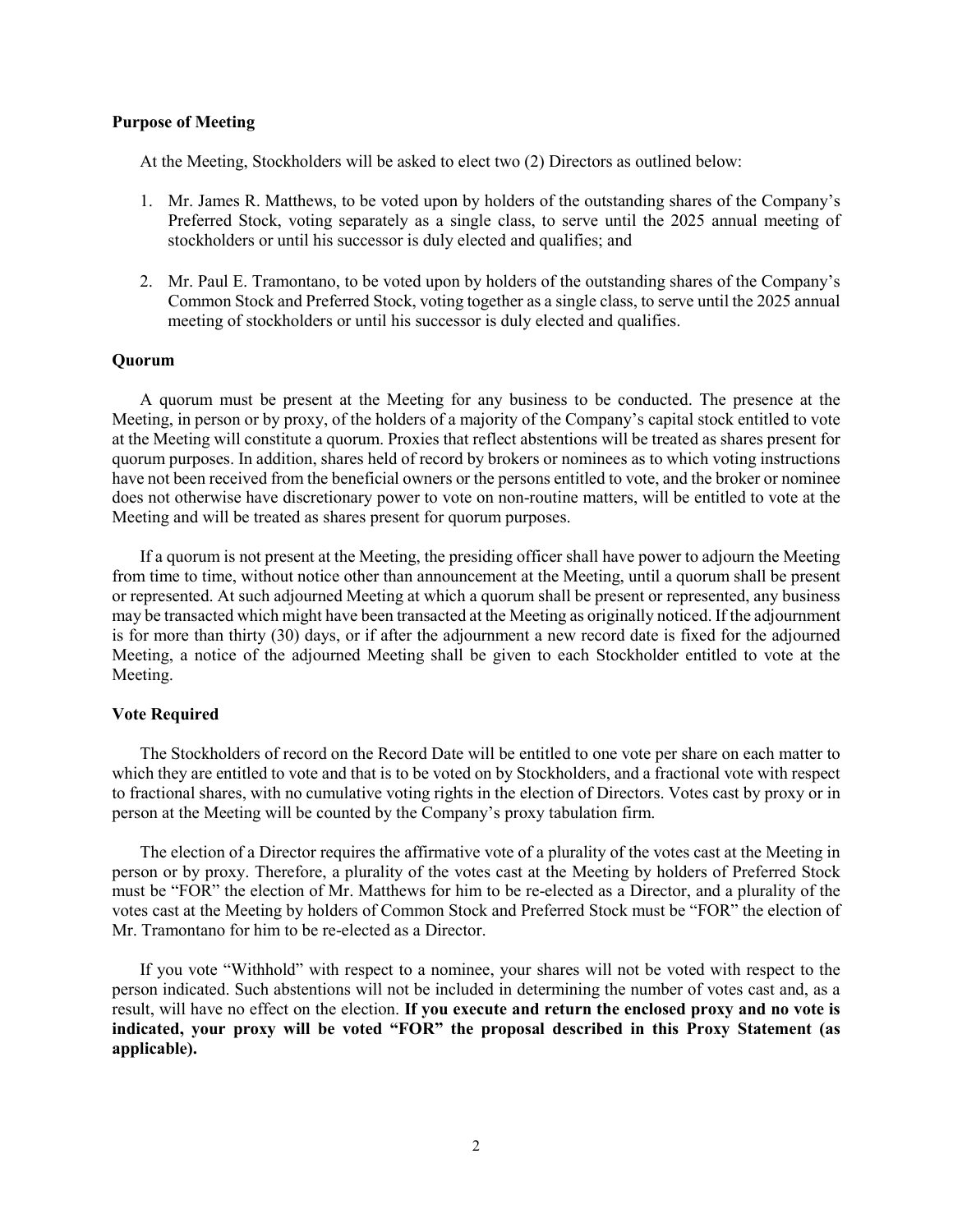**Purpose of Meeting**

At the Meeting, Stockholders will be asked to elect two (2) Directors as outlined below:

1. Mr. James R. Matthews, to be voted upon by holders of the outstanding shares of the Company's Preferred Stock, voting separately as a single class, to serve until the 2025 annual meeting of stockholders or until his successor is duly elected and qualifies; and
2. Mr. Paul E. Tramontano, to be voted upon by holders of the outstanding shares of the Company's Common Stock and Preferred Stock, voting together as a single class, to serve until the 2025 annual meeting of stockholders or until his successor is duly elected and qualifies.

**Quorum**

A quorum must be present at the Meeting for any business to be conducted. The presence at the Meeting, in person or by proxy, of the holders of a majority of the Company's capital stock entitled to vote at the Meeting will constitute a quorum. Proxies that reflect abstentions will be treated as shares present for quorum purposes. In addition, shares held of record by brokers or nominees as to which voting instructions have not been received from the beneficial owners or the persons entitled to vote, and the broker or nominee does not otherwise have discretionary power to vote on non-routine matters, will be entitled to vote at the Meeting and will be treated as shares present for quorum purposes.

If a quorum is not present at the Meeting, the presiding officer shall have power to adjourn the Meeting from time to time, without notice other than announcement at the Meeting, until a quorum shall be present or represented. At such adjourned Meeting at which a quorum shall be present or represented, any business may be transacted which might have been transacted at the Meeting as originally noticed. If the adjournment is for more than thirty (30) days, or if after the adjournment a new record date is fixed for the adjourned Meeting, a notice of the adjourned Meeting shall be given to each Stockholder entitled to vote at the Meeting.

**Vote Required**

The Stockholders of record on the Record Date will be entitled to one vote per share on each matter to which they are entitled to vote and that is to be voted on by Stockholders, and a fractional vote with respect to fractional shares, with no cumulative voting rights in the election of Directors. Votes cast by proxy or in person at the Meeting will be counted by the Company's proxy tabulation firm.

The election of a Director requires the affirmative vote of a plurality of the votes cast at the Meeting in person or by proxy. Therefore, a plurality of the votes cast at the Meeting by holders of Preferred Stock must be "FOR" the election of Mr. Matthews for him to be re-elected as a Director, and a plurality of the votes cast at the Meeting by holders of Common Stock and Preferred Stock must be "FOR" the election of Mr. Tramontano for him to be re-elected as a Director.

If you vote "Withhold" with respect to a nominee, your shares will not be voted with respect to the person indicated. Such abstentions will not be included in determining the number of votes cast and, as a result, will have no effect on the election. **If you execute and return the enclosed proxy and no vote is indicated, your proxy will be voted "FOR" the proposal described in this Proxy Statement (as applicable).**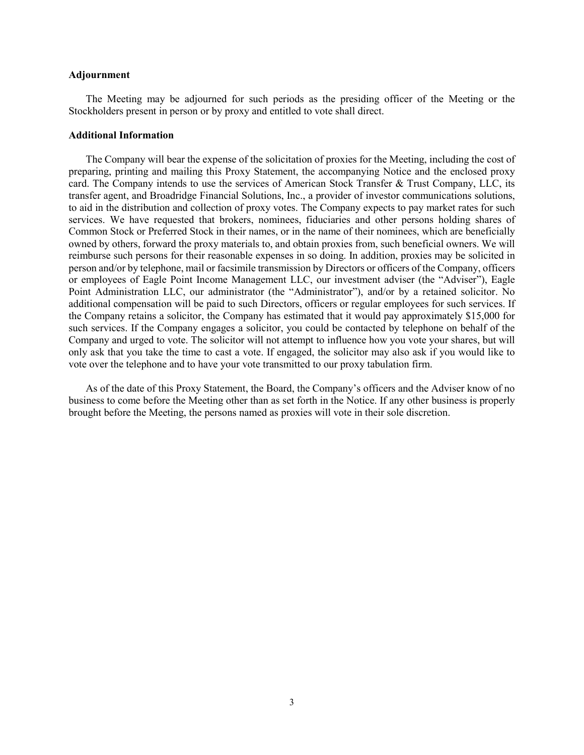**Adjournment**

The Meeting may be adjourned for such periods as the presiding officer of the Meeting or the Stockholders present in person or by proxy and entitled to vote shall direct.

**Additional Information**

The Company will bear the expense of the solicitation of proxies for the Meeting, including the cost of preparing, printing and mailing this Proxy Statement, the accompanying Notice and the enclosed proxy card. The Company intends to use the services of American Stock Transfer & Trust Company, LLC, its transfer agent, and Broadridge Financial Solutions, Inc., a provider of investor communications solutions, to aid in the distribution and collection of proxy votes. The Company expects to pay market rates for such services. We have requested that brokers, nominees, fiduciaries and other persons holding shares of Common Stock or Preferred Stock in their names, or in the name of their nominees, which are beneficially owned by others, forward the proxy materials to, and obtain proxies from, such beneficial owners. We will reimburse such persons for their reasonable expenses in so doing. In addition, proxies may be solicited in person and/or by telephone, mail or facsimile transmission by Directors or officers of the Company, officers or employees of Eagle Point Income Management LLC, our investment adviser (the "Adviser"), Eagle Point Administration LLC, our administrator (the "Administrator"), and/or by a retained solicitor. No additional compensation will be paid to such Directors, officers or regular employees for such services. If the Company retains a solicitor, the Company has estimated that it would pay approximately $15,000 for such services. If the Company engages a solicitor, you could be contacted by telephone on behalf of the Company and urged to vote. The solicitor will not attempt to influence how you vote your shares, but will only ask that you take the time to cast a vote. If engaged, the solicitor may also ask if you would like to vote over the telephone and to have your vote transmitted to our proxy tabulation firm.

As of the date of this Proxy Statement, the Board, the Company's officers and the Adviser know of no business to come before the Meeting other than as set forth in the Notice. If any other business is properly brought before the Meeting, the persons named as proxies will vote in their sole discretion.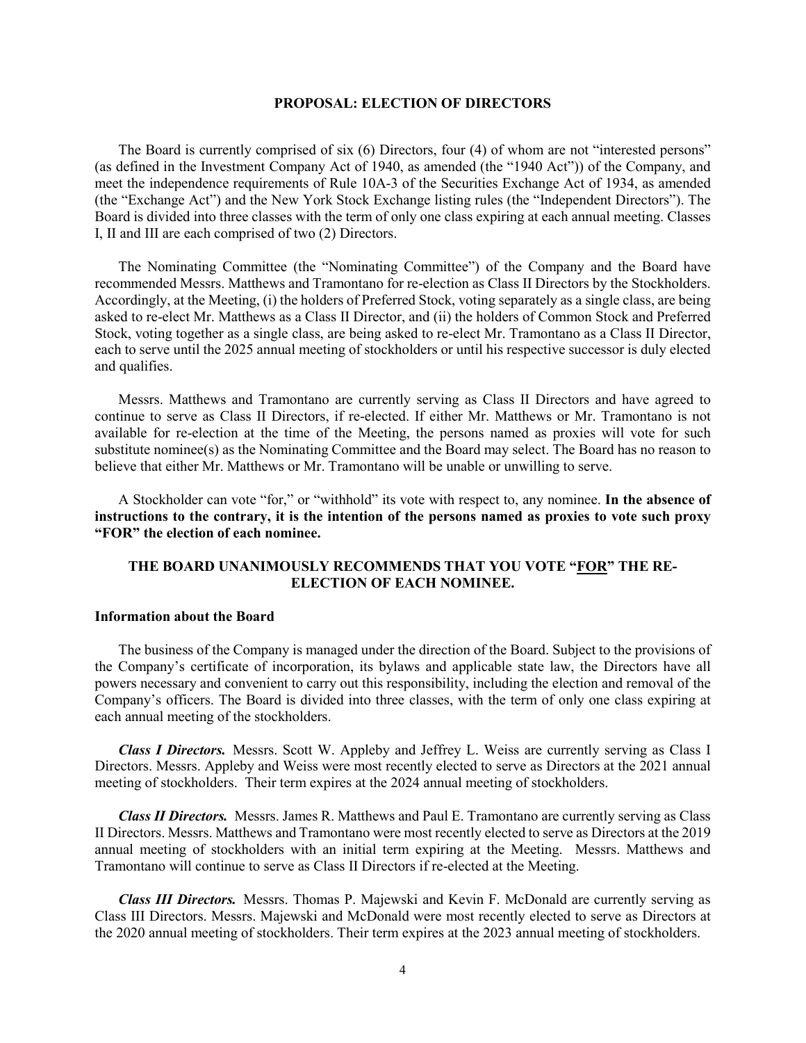## PROPOSAL: ELECTION OF DIRECTORS

The Board is currently comprised of six (6) Directors, four (4) of whom are not "interested persons" (as defined in the Investment Company Act of 1940, as amended (the "1940 Act")) of the Company, and meet the independence requirements of Rule 10A-3 of the Securities Exchange Act of 1934, as amended (the "Exchange Act") and the New York Stock Exchange listing rules (the "Independent Directors"). The Board is divided into three classes with the term of only one class expiring at each annual meeting. Classes I, II and III are each comprised of two (2) Directors.

The Nominating Committee (the "Nominating Committee") of the Company and the Board have recommended Messrs. Matthews and Tramontano for re-election as Class II Directors by the Stockholders. Accordingly, at the Meeting, (i) the holders of Preferred Stock, voting separately as a single class, are being asked to re-elect Mr. Matthews as a Class II Director, and (ii) the holders of Common Stock and Preferred Stock, voting together as a single class, are being asked to re-elect Mr. Tramontano as a Class II Director, each to serve until the 2025 annual meeting of stockholders or until his respective successor is duly elected and qualifies.

Messrs. Matthews and Tramontano are currently serving as Class II Directors and have agreed to continue to serve as Class II Directors, if re-elected. If either Mr. Matthews or Mr. Tramontano is not available for re-election at the time of the Meeting, the persons named as proxies will vote for such substitute nominee(s) as the Nominating Committee and the Board may select. The Board has no reason to believe that either Mr. Matthews or Mr. Tramontano will be unable or unwilling to serve.

A Stockholder can vote "for," or "withhold" its vote with respect to, any nominee. **In the absence of instructions to the contrary, it is the intention of the persons named as proxies to vote such proxy "FOR" the election of each nominee.**

**THE BOARD UNANIMOUSLY RECOMMENDS THAT YOU VOTE "FOR" THE RE-ELECTION OF EACH NOMINEE.**

### Information about the Board

The business of the Company is managed under the direction of the Board. Subject to the provisions of the Company's certificate of incorporation, its bylaws and applicable state law, the Directors have all powers necessary and convenient to carry out this responsibility, including the election and removal of the Company's officers. The Board is divided into three classes, with the term of only one class expiring at each annual meeting of the stockholders.

***Class I Directors.*** Messrs. Scott W. Appleby and Jeffrey L. Weiss are currently serving as Class I Directors. Messrs. Appleby and Weiss were most recently elected to serve as Directors at the 2021 annual meeting of stockholders. Their term expires at the 2024 annual meeting of stockholders.

***Class II Directors.*** Messrs. James R. Matthews and Paul E. Tramontano are currently serving as Class II Directors. Messrs. Matthews and Tramontano were most recently elected to serve as Directors at the 2019 annual meeting of stockholders with an initial term expiring at the Meeting. Messrs. Matthews and Tramontano will continue to serve as Class II Directors if re-elected at the Meeting.

***Class III Directors.*** Messrs. Thomas P. Majewski and Kevin F. McDonald are currently serving as Class III Directors. Messrs. Majewski and McDonald were most recently elected to serve as Directors at the 2020 annual meeting of stockholders. Their term expires at the 2023 annual meeting of stockholders.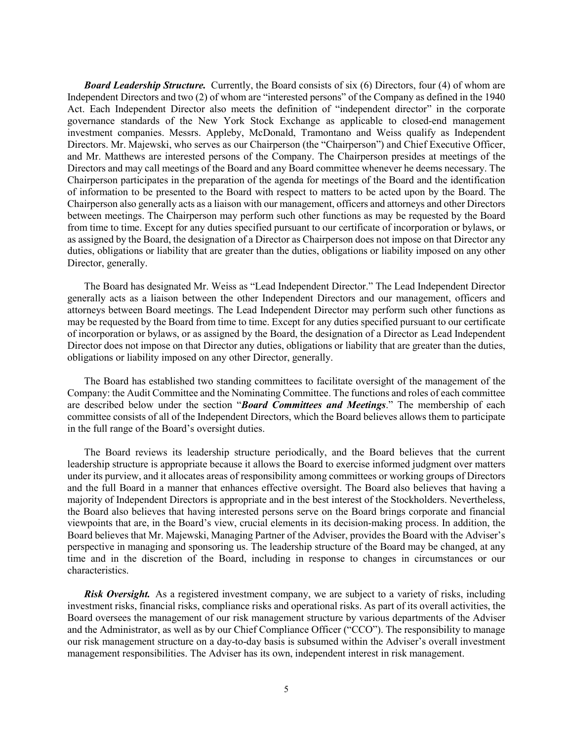***Board Leadership Structure.*** Currently, the Board consists of six (6) Directors, four (4) of whom are Independent Directors and two (2) of whom are "interested persons" of the Company as defined in the 1940 Act. Each Independent Director also meets the definition of "independent director" in the corporate governance standards of the New York Stock Exchange as applicable to closed-end management investment companies. Messrs. Appleby, McDonald, Tramontano and Weiss qualify as Independent Directors. Mr. Majewski, who serves as our Chairperson (the "Chairperson") and Chief Executive Officer, and Mr. Matthews are interested persons of the Company. The Chairperson presides at meetings of the Directors and may call meetings of the Board and any Board committee whenever he deems necessary. The Chairperson participates in the preparation of the agenda for meetings of the Board and the identification of information to be presented to the Board with respect to matters to be acted upon by the Board. The Chairperson also generally acts as a liaison with our management, officers and attorneys and other Directors between meetings. The Chairperson may perform such other functions as may be requested by the Board from time to time. Except for any duties specified pursuant to our certificate of incorporation or bylaws, or as assigned by the Board, the designation of a Director as Chairperson does not impose on that Director any duties, obligations or liability that are greater than the duties, obligations or liability imposed on any other Director, generally.

The Board has designated Mr. Weiss as "Lead Independent Director." The Lead Independent Director generally acts as a liaison between the other Independent Directors and our management, officers and attorneys between Board meetings. The Lead Independent Director may perform such other functions as may be requested by the Board from time to time. Except for any duties specified pursuant to our certificate of incorporation or bylaws, or as assigned by the Board, the designation of a Director as Lead Independent Director does not impose on that Director any duties, obligations or liability that are greater than the duties, obligations or liability imposed on any other Director, generally.

The Board has established two standing committees to facilitate oversight of the management of the Company: the Audit Committee and the Nominating Committee. The functions and roles of each committee are described below under the section "***Board Committees and Meetings***." The membership of each committee consists of all of the Independent Directors, which the Board believes allows them to participate in the full range of the Board's oversight duties.

The Board reviews its leadership structure periodically, and the Board believes that the current leadership structure is appropriate because it allows the Board to exercise informed judgment over matters under its purview, and it allocates areas of responsibility among committees or working groups of Directors and the full Board in a manner that enhances effective oversight. The Board also believes that having a majority of Independent Directors is appropriate and in the best interest of the Stockholders. Nevertheless, the Board also believes that having interested persons serve on the Board brings corporate and financial viewpoints that are, in the Board's view, crucial elements in its decision-making process. In addition, the Board believes that Mr. Majewski, Managing Partner of the Adviser, provides the Board with the Adviser's perspective in managing and sponsoring us. The leadership structure of the Board may be changed, at any time and in the discretion of the Board, including in response to changes in circumstances or our characteristics.

***Risk Oversight.*** As a registered investment company, we are subject to a variety of risks, including investment risks, financial risks, compliance risks and operational risks. As part of its overall activities, the Board oversees the management of our risk management structure by various departments of the Adviser and the Administrator, as well as by our Chief Compliance Officer ("CCO"). The responsibility to manage our risk management structure on a day-to-day basis is subsumed within the Adviser's overall investment management responsibilities. The Adviser has its own, independent interest in risk management.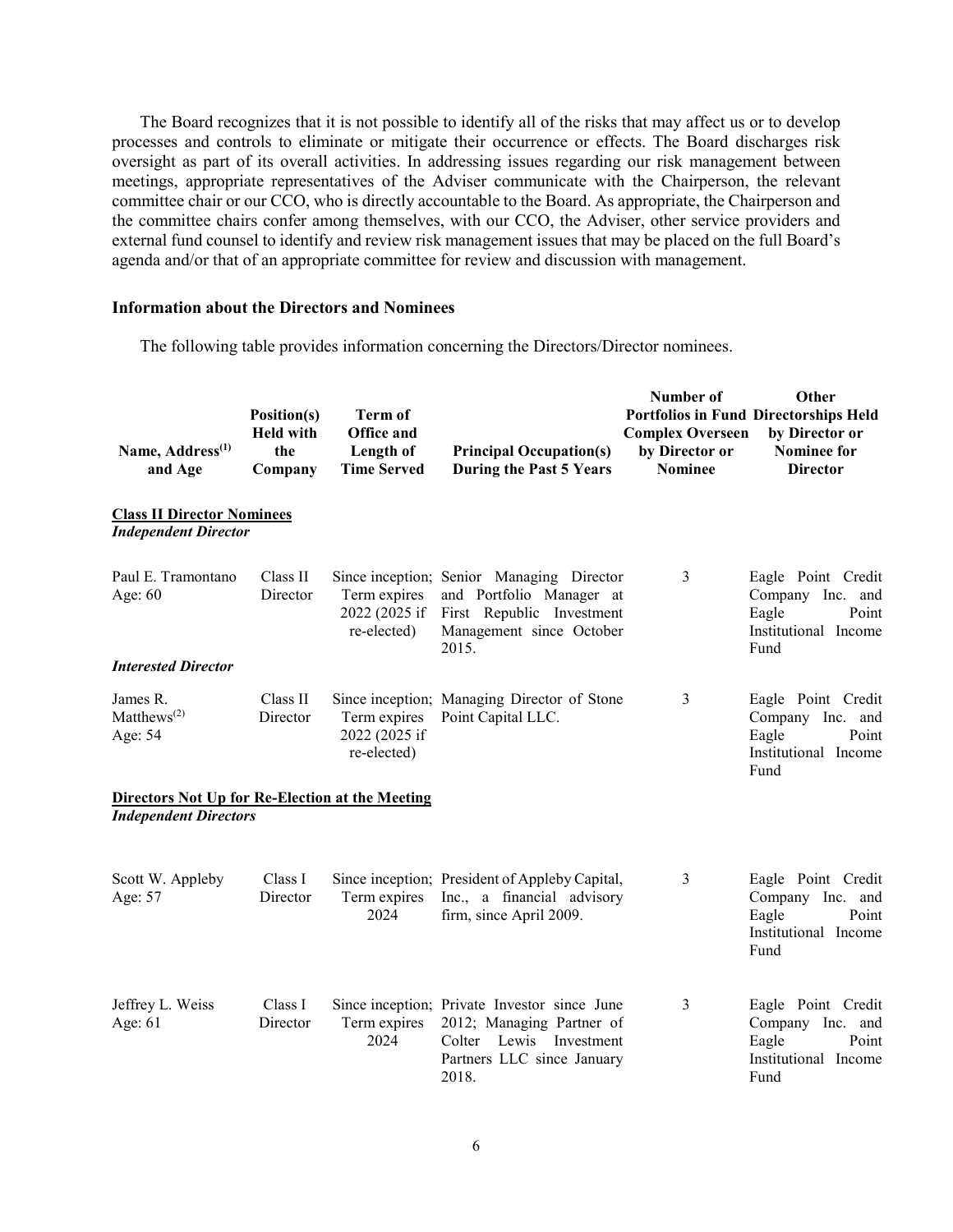The Board recognizes that it is not possible to identify all of the risks that may affect us or to develop processes and controls to eliminate or mitigate their occurrence or effects. The Board discharges risk oversight as part of its overall activities. In addressing issues regarding our risk management between meetings, appropriate representatives of the Adviser communicate with the Chairperson, the relevant committee chair or our CCO, who is directly accountable to the Board. As appropriate, the Chairperson and the committee chairs confer among themselves, with our CCO, the Adviser, other service providers and external fund counsel to identify and review risk management issues that may be placed on the full Board's agenda and/or that of an appropriate committee for review and discussion with management.

### Information about the Directors and Nominees

The following table provides information concerning the Directors/Director nominees.

| Name, Address[(1)] and Age | Position(s) Held with the Company | Term of Office and Length of Time Served | Principal Occupation(s) During the Past 5 Years | Number of Portfolios in Fund Complex Overseen by Director or Nominee | Other Directorships Held by Director or Nominee for Director |
|---|---|---|---|---|---|
| **Class II Director Nominees** | | | | | |
| ***Independent Director*** | | | | | |
| Paul E. Tramontano<br>Age: 60 | Class II Director | Since inception; Term expires 2022 (2025 if re-elected) | Senior Managing Director and Portfolio Manager at First Republic Investment Management since October 2015. | 3 | Eagle Point Credit Company Inc. and Eagle Point Institutional Income Fund |
| ***Interested Director*** | | | | | |
| James R. Matthews[(2)]<br>Age: 54 | Class II Director | Since inception; Term expires 2022 (2025 if re-elected) | Managing Director of Stone Point Capital LLC. | 3 | Eagle Point Credit Company Inc. and Eagle Point Institutional Income Fund |
| **Directors Not Up for Re-Election at the Meeting** | | | | | |
| ***Independent Directors*** | | | | | |
| Scott W. Appleby<br>Age: 57 | Class I Director | Since inception; Term expires 2024 | President of Appleby Capital, Inc., a financial advisory firm, since April 2009. | 3 | Eagle Point Credit Company Inc. and Eagle Point Institutional Income Fund |
| Jeffrey L. Weiss<br>Age: 61 | Class I Director | Since inception; Term expires 2024 | Private Investor since June 2012; Managing Partner of Colter Lewis Investment Partners LLC since January 2018. | 3 | Eagle Point Credit Company Inc. and Eagle Point Institutional Income Fund |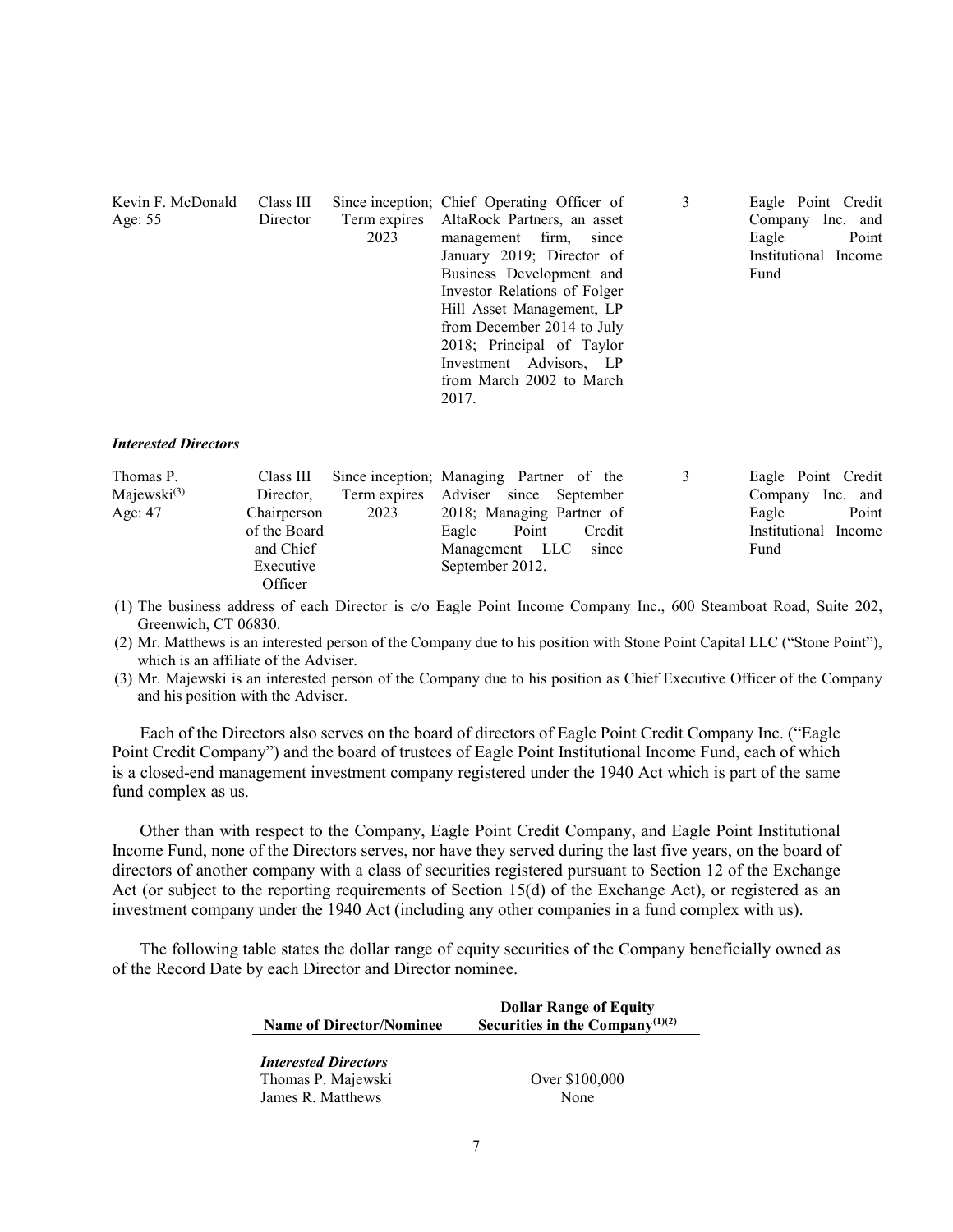| | | | | | |
|---|---|---|---|---|---|
| Kevin F. McDonald Age: 55 | Class III Director | Since inception; Term expires 2023 | Chief Operating Officer of AltaRock Partners, an asset management firm, since January 2019; Director of Business Development and Investor Relations of Folger Hill Asset Management, LP from December 2014 to July 2018; Principal of Taylor Investment Advisors, LP from March 2002 to March 2017. | 3 | Eagle Point Credit Company Inc. and Eagle Point Institutional Income Fund |
| ***Interested Directors*** | | | | | |
| Thomas P. Majewski[3] Age: 47 | Class III Director, Chairperson of the Board and Chief Executive Officer | Since inception; Term expires 2023 | Managing Partner of the Adviser since September 2018; Managing Partner of Eagle Point Credit Management LLC since September 2012. | 3 | Eagle Point Credit Company Inc. and Eagle Point Institutional Income Fund |

(1) The business address of each Director is c/o Eagle Point Income Company Inc., 600 Steamboat Road, Suite 202, Greenwich, CT 06830.

(2) Mr. Matthews is an interested person of the Company due to his position with Stone Point Capital LLC ("Stone Point"), which is an affiliate of the Adviser.

(3) Mr. Majewski is an interested person of the Company due to his position as Chief Executive Officer of the Company and his position with the Adviser.

Each of the Directors also serves on the board of directors of Eagle Point Credit Company Inc. ("Eagle Point Credit Company") and the board of trustees of Eagle Point Institutional Income Fund, each of which is a closed-end management investment company registered under the 1940 Act which is part of the same fund complex as us.

Other than with respect to the Company, Eagle Point Credit Company, and Eagle Point Institutional Income Fund, none of the Directors serves, nor have they served during the last five years, on the board of directors of another company with a class of securities registered pursuant to Section 12 of the Exchange Act (or subject to the reporting requirements of Section 15(d) of the Exchange Act), or registered as an investment company under the 1940 Act (including any other companies in a fund complex with us).

The following table states the dollar range of equity securities of the Company beneficially owned as of the Record Date by each Director and Director nominee.

| Name of Director/Nominee | Dollar Range of Equity Securities in the Company[(1)(2)] |
|---|---|
| ***Interested Directors*** | |
| Thomas P. Majewski | Over $100,000 |
| James R. Matthews | None |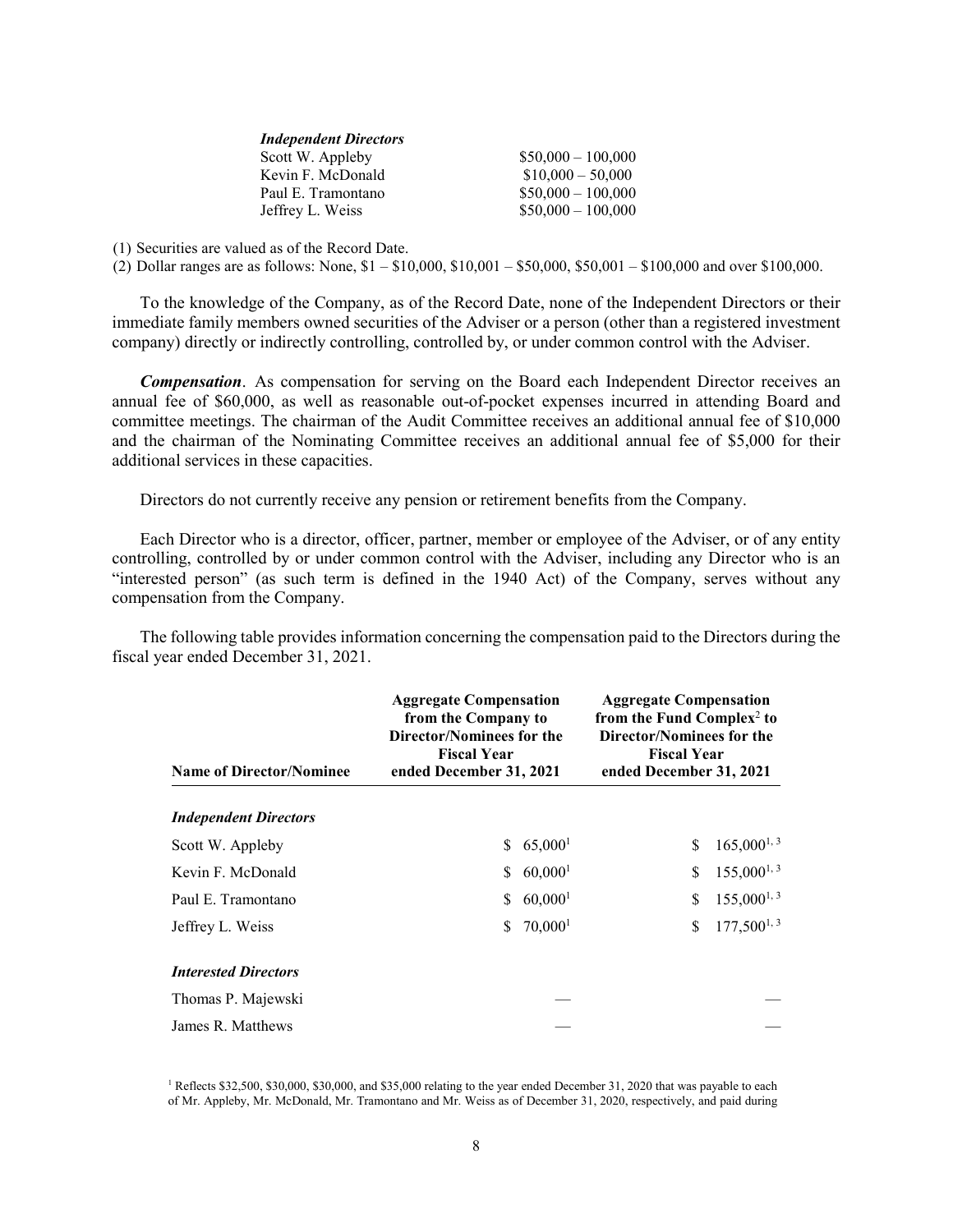| *Independent Directors* | |
|---|---|
| Scott W. Appleby | \$50,000 – 100,000 |
| Kevin F. McDonald | \$10,000 – 50,000 |
| Paul E. Tramontano | \$50,000 – 100,000 |
| Jeffrey L. Weiss | \$50,000 – 100,000 |

(1) Securities are valued as of the Record Date.

(2) Dollar ranges are as follows: None, \$1 – \$10,000, \$10,001 – \$50,000, \$50,001 – \$100,000 and over \$100,000.

To the knowledge of the Company, as of the Record Date, none of the Independent Directors or their immediate family members owned securities of the Adviser or a person (other than a registered investment company) directly or indirectly controlling, controlled by, or under common control with the Adviser.

***Compensation***. As compensation for serving on the Board each Independent Director receives an annual fee of \$60,000, as well as reasonable out-of-pocket expenses incurred in attending Board and committee meetings. The chairman of the Audit Committee receives an additional annual fee of \$10,000 and the chairman of the Nominating Committee receives an additional annual fee of \$5,000 for their additional services in these capacities.

Directors do not currently receive any pension or retirement benefits from the Company.

Each Director who is a director, officer, partner, member or employee of the Adviser, or of any entity controlling, controlled by or under common control with the Adviser, including any Director who is an "interested person" (as such term is defined in the 1940 Act) of the Company, serves without any compensation from the Company.

The following table provides information concerning the compensation paid to the Directors during the fiscal year ended December 31, 2021.

| Name of Director/Nominee | Aggregate Compensation from the Company to Director/Nominees for the Fiscal Year ended December 31, 2021 | Aggregate Compensation from the Fund Complex[2] to Director/Nominees for the Fiscal Year ended December 31, 2021 |
|---|---|---|
| *Independent Directors* | | |
| Scott W. Appleby | \$ 65,000[1] | \$ 165,000[1, 3] |
| Kevin F. McDonald | \$ 60,000[1] | \$ 155,000[1, 3] |
| Paul E. Tramontano | \$ 60,000[1] | \$ 155,000[1, 3] |
| Jeffrey L. Weiss | \$ 70,000[1] | \$ 177,500[1, 3] |
| *Interested Directors* | | |
| Thomas P. Majewski | — | — |
| James R. Matthews | — | — |

[1] Reflects \$32,500, \$30,000, \$30,000, and \$35,000 relating to the year ended December 31, 2020 that was payable to each of Mr. Appleby, Mr. McDonald, Mr. Tramontano and Mr. Weiss as of December 31, 2020, respectively, and paid during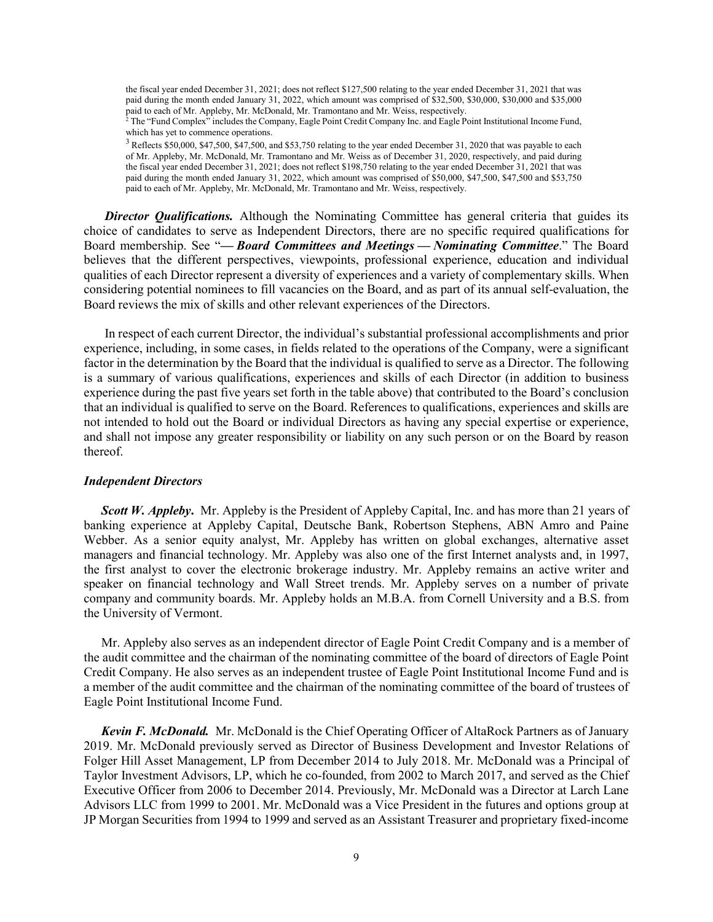the fiscal year ended December 31, 2021; does not reflect $127,500 relating to the year ended December 31, 2021 that was paid during the month ended January 31, 2022, which amount was comprised of $32,500, $30,000, $30,000 and $35,000 paid to each of Mr. Appleby, Mr. McDonald, Mr. Tramontano and Mr. Weiss, respectively.

[2] The "Fund Complex" includes the Company, Eagle Point Credit Company Inc. and Eagle Point Institutional Income Fund, which has yet to commence operations.

[3] Reflects $50,000, $47,500, $47,500, and $53,750 relating to the year ended December 31, 2020 that was payable to each of Mr. Appleby, Mr. McDonald, Mr. Tramontano and Mr. Weiss as of December 31, 2020, respectively, and paid during the fiscal year ended December 31, 2021; does not reflect $198,750 relating to the year ended December 31, 2021 that was paid during the month ended January 31, 2022, which amount was comprised of $50,000, $47,500, $47,500 and $53,750 paid to each of Mr. Appleby, Mr. McDonald, Mr. Tramontano and Mr. Weiss, respectively.

***Director Qualifications.*** Although the Nominating Committee has general criteria that guides its choice of candidates to serve as Independent Directors, there are no specific required qualifications for Board membership. See "***— Board Committees and Meetings — Nominating Committee***." The Board believes that the different perspectives, viewpoints, professional experience, education and individual qualities of each Director represent a diversity of experiences and a variety of complementary skills. When considering potential nominees to fill vacancies on the Board, and as part of its annual self-evaluation, the Board reviews the mix of skills and other relevant experiences of the Directors.

In respect of each current Director, the individual's substantial professional accomplishments and prior experience, including, in some cases, in fields related to the operations of the Company, were a significant factor in the determination by the Board that the individual is qualified to serve as a Director. The following is a summary of various qualifications, experiences and skills of each Director (in addition to business experience during the past five years set forth in the table above) that contributed to the Board's conclusion that an individual is qualified to serve on the Board. References to qualifications, experiences and skills are not intended to hold out the Board or individual Directors as having any special expertise or experience, and shall not impose any greater responsibility or liability on any such person or on the Board by reason thereof.

### *Independent Directors*

***Scott W. Appleby***. Mr. Appleby is the President of Appleby Capital, Inc. and has more than 21 years of banking experience at Appleby Capital, Deutsche Bank, Robertson Stephens, ABN Amro and Paine Webber. As a senior equity analyst, Mr. Appleby has written on global exchanges, alternative asset managers and financial technology. Mr. Appleby was also one of the first Internet analysts and, in 1997, the first analyst to cover the electronic brokerage industry. Mr. Appleby remains an active writer and speaker on financial technology and Wall Street trends. Mr. Appleby serves on a number of private company and community boards. Mr. Appleby holds an M.B.A. from Cornell University and a B.S. from the University of Vermont.

Mr. Appleby also serves as an independent director of Eagle Point Credit Company and is a member of the audit committee and the chairman of the nominating committee of the board of directors of Eagle Point Credit Company. He also serves as an independent trustee of Eagle Point Institutional Income Fund and is a member of the audit committee and the chairman of the nominating committee of the board of trustees of Eagle Point Institutional Income Fund.

***Kevin F. McDonald.*** Mr. McDonald is the Chief Operating Officer of AltaRock Partners as of January 2019. Mr. McDonald previously served as Director of Business Development and Investor Relations of Folger Hill Asset Management, LP from December 2014 to July 2018. Mr. McDonald was a Principal of Taylor Investment Advisors, LP, which he co-founded, from 2002 to March 2017, and served as the Chief Executive Officer from 2006 to December 2014. Previously, Mr. McDonald was a Director at Larch Lane Advisors LLC from 1999 to 2001. Mr. McDonald was a Vice President in the futures and options group at JP Morgan Securities from 1994 to 1999 and served as an Assistant Treasurer and proprietary fixed-income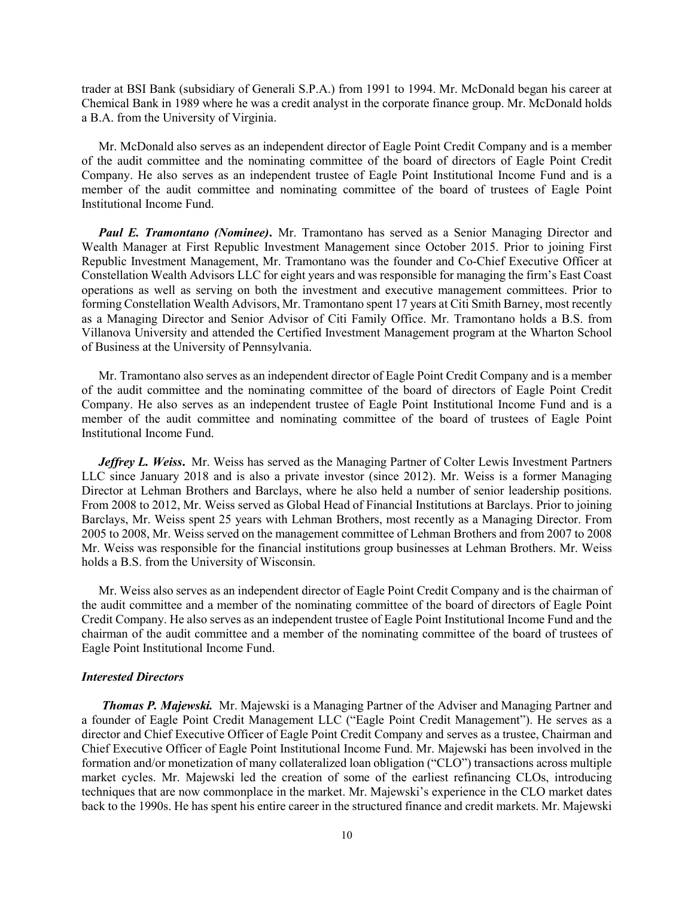trader at BSI Bank (subsidiary of Generali S.P.A.) from 1991 to 1994. Mr. McDonald began his career at Chemical Bank in 1989 where he was a credit analyst in the corporate finance group. Mr. McDonald holds a B.A. from the University of Virginia.

Mr. McDonald also serves as an independent director of Eagle Point Credit Company and is a member of the audit committee and the nominating committee of the board of directors of Eagle Point Credit Company. He also serves as an independent trustee of Eagle Point Institutional Income Fund and is a member of the audit committee and nominating committee of the board of trustees of Eagle Point Institutional Income Fund.

***Paul E. Tramontano (Nominee)*.** Mr. Tramontano has served as a Senior Managing Director and Wealth Manager at First Republic Investment Management since October 2015. Prior to joining First Republic Investment Management, Mr. Tramontano was the founder and Co-Chief Executive Officer at Constellation Wealth Advisors LLC for eight years and was responsible for managing the firm's East Coast operations as well as serving on both the investment and executive management committees. Prior to forming Constellation Wealth Advisors, Mr. Tramontano spent 17 years at Citi Smith Barney, most recently as a Managing Director and Senior Advisor of Citi Family Office. Mr. Tramontano holds a B.S. from Villanova University and attended the Certified Investment Management program at the Wharton School of Business at the University of Pennsylvania.

Mr. Tramontano also serves as an independent director of Eagle Point Credit Company and is a member of the audit committee and the nominating committee of the board of directors of Eagle Point Credit Company. He also serves as an independent trustee of Eagle Point Institutional Income Fund and is a member of the audit committee and nominating committee of the board of trustees of Eagle Point Institutional Income Fund.

***Jeffrey L. Weiss*.** Mr. Weiss has served as the Managing Partner of Colter Lewis Investment Partners LLC since January 2018 and is also a private investor (since 2012). Mr. Weiss is a former Managing Director at Lehman Brothers and Barclays, where he also held a number of senior leadership positions. From 2008 to 2012, Mr. Weiss served as Global Head of Financial Institutions at Barclays. Prior to joining Barclays, Mr. Weiss spent 25 years with Lehman Brothers, most recently as a Managing Director. From 2005 to 2008, Mr. Weiss served on the management committee of Lehman Brothers and from 2007 to 2008 Mr. Weiss was responsible for the financial institutions group businesses at Lehman Brothers. Mr. Weiss holds a B.S. from the University of Wisconsin.

Mr. Weiss also serves as an independent director of Eagle Point Credit Company and is the chairman of the audit committee and a member of the nominating committee of the board of directors of Eagle Point Credit Company. He also serves as an independent trustee of Eagle Point Institutional Income Fund and the chairman of the audit committee and a member of the nominating committee of the board of trustees of Eagle Point Institutional Income Fund.

***Interested Directors***

***Thomas P. Majewski.*** Mr. Majewski is a Managing Partner of the Adviser and Managing Partner and a founder of Eagle Point Credit Management LLC ("Eagle Point Credit Management"). He serves as a director and Chief Executive Officer of Eagle Point Credit Company and serves as a trustee, Chairman and Chief Executive Officer of Eagle Point Institutional Income Fund. Mr. Majewski has been involved in the formation and/or monetization of many collateralized loan obligation ("CLO") transactions across multiple market cycles. Mr. Majewski led the creation of some of the earliest refinancing CLOs, introducing techniques that are now commonplace in the market. Mr. Majewski's experience in the CLO market dates back to the 1990s. He has spent his entire career in the structured finance and credit markets. Mr. Majewski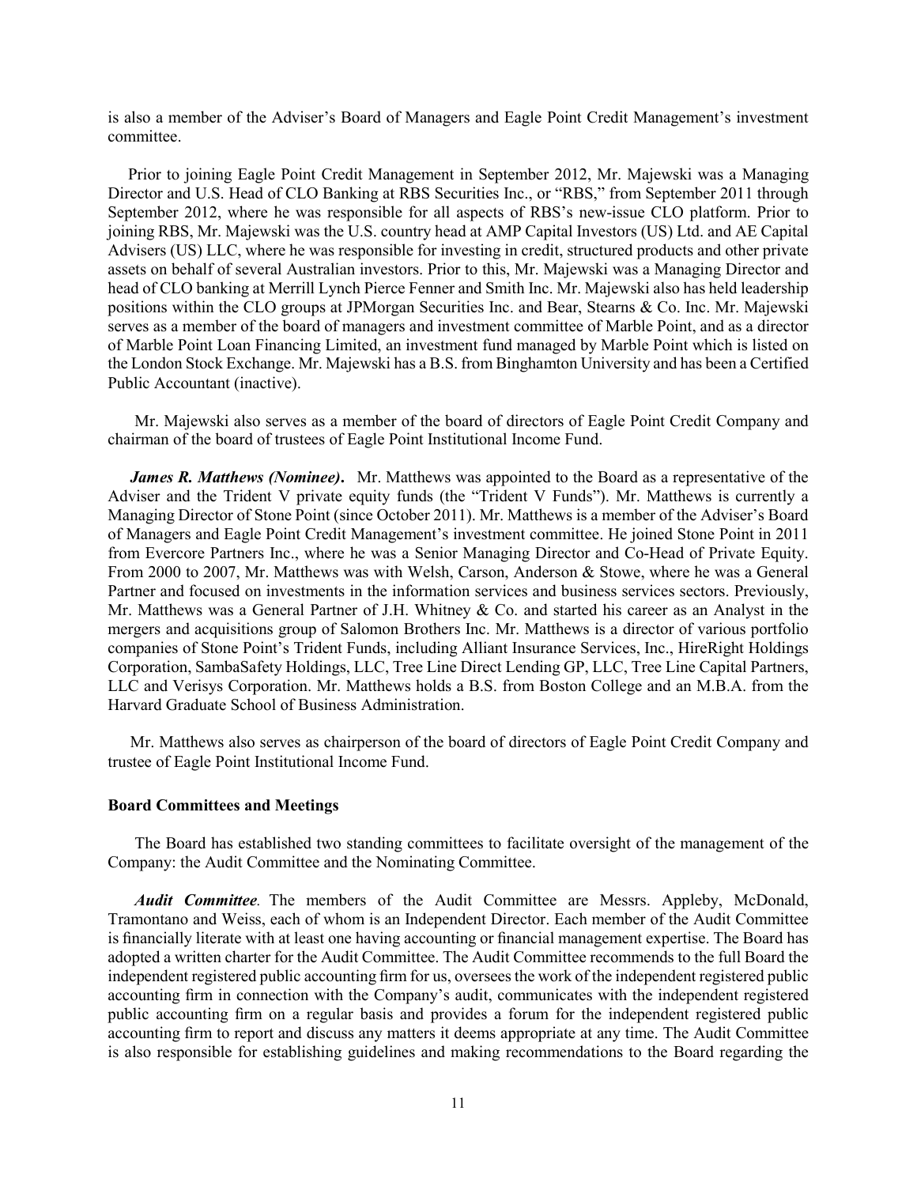is also a member of the Adviser's Board of Managers and Eagle Point Credit Management's investment committee.

Prior to joining Eagle Point Credit Management in September 2012, Mr. Majewski was a Managing Director and U.S. Head of CLO Banking at RBS Securities Inc., or "RBS," from September 2011 through September 2012, where he was responsible for all aspects of RBS's new-issue CLO platform. Prior to joining RBS, Mr. Majewski was the U.S. country head at AMP Capital Investors (US) Ltd. and AE Capital Advisers (US) LLC, where he was responsible for investing in credit, structured products and other private assets on behalf of several Australian investors. Prior to this, Mr. Majewski was a Managing Director and head of CLO banking at Merrill Lynch Pierce Fenner and Smith Inc. Mr. Majewski also has held leadership positions within the CLO groups at JPMorgan Securities Inc. and Bear, Stearns & Co. Inc. Mr. Majewski serves as a member of the board of managers and investment committee of Marble Point, and as a director of Marble Point Loan Financing Limited, an investment fund managed by Marble Point which is listed on the London Stock Exchange. Mr. Majewski has a B.S. from Binghamton University and has been a Certified Public Accountant (inactive).

Mr. Majewski also serves as a member of the board of directors of Eagle Point Credit Company and chairman of the board of trustees of Eagle Point Institutional Income Fund.

***James R. Matthews (Nominee)***. Mr. Matthews was appointed to the Board as a representative of the Adviser and the Trident V private equity funds (the "Trident V Funds"). Mr. Matthews is currently a Managing Director of Stone Point (since October 2011). Mr. Matthews is a member of the Adviser's Board of Managers and Eagle Point Credit Management's investment committee. He joined Stone Point in 2011 from Evercore Partners Inc., where he was a Senior Managing Director and Co-Head of Private Equity. From 2000 to 2007, Mr. Matthews was with Welsh, Carson, Anderson & Stowe, where he was a General Partner and focused on investments in the information services and business services sectors. Previously, Mr. Matthews was a General Partner of J.H. Whitney & Co. and started his career as an Analyst in the mergers and acquisitions group of Salomon Brothers Inc. Mr. Matthews is a director of various portfolio companies of Stone Point's Trident Funds, including Alliant Insurance Services, Inc., HireRight Holdings Corporation, SambaSafety Holdings, LLC, Tree Line Direct Lending GP, LLC, Tree Line Capital Partners, LLC and Verisys Corporation. Mr. Matthews holds a B.S. from Boston College and an M.B.A. from the Harvard Graduate School of Business Administration.

Mr. Matthews also serves as chairperson of the board of directors of Eagle Point Credit Company and trustee of Eagle Point Institutional Income Fund.

**Board Committees and Meetings**

The Board has established two standing committees to facilitate oversight of the management of the Company: the Audit Committee and the Nominating Committee.

***Audit Committee***. The members of the Audit Committee are Messrs. Appleby, McDonald, Tramontano and Weiss, each of whom is an Independent Director. Each member of the Audit Committee is financially literate with at least one having accounting or financial management expertise. The Board has adopted a written charter for the Audit Committee. The Audit Committee recommends to the full Board the independent registered public accounting firm for us, oversees the work of the independent registered public accounting firm in connection with the Company's audit, communicates with the independent registered public accounting firm on a regular basis and provides a forum for the independent registered public accounting firm to report and discuss any matters it deems appropriate at any time. The Audit Committee is also responsible for establishing guidelines and making recommendations to the Board regarding the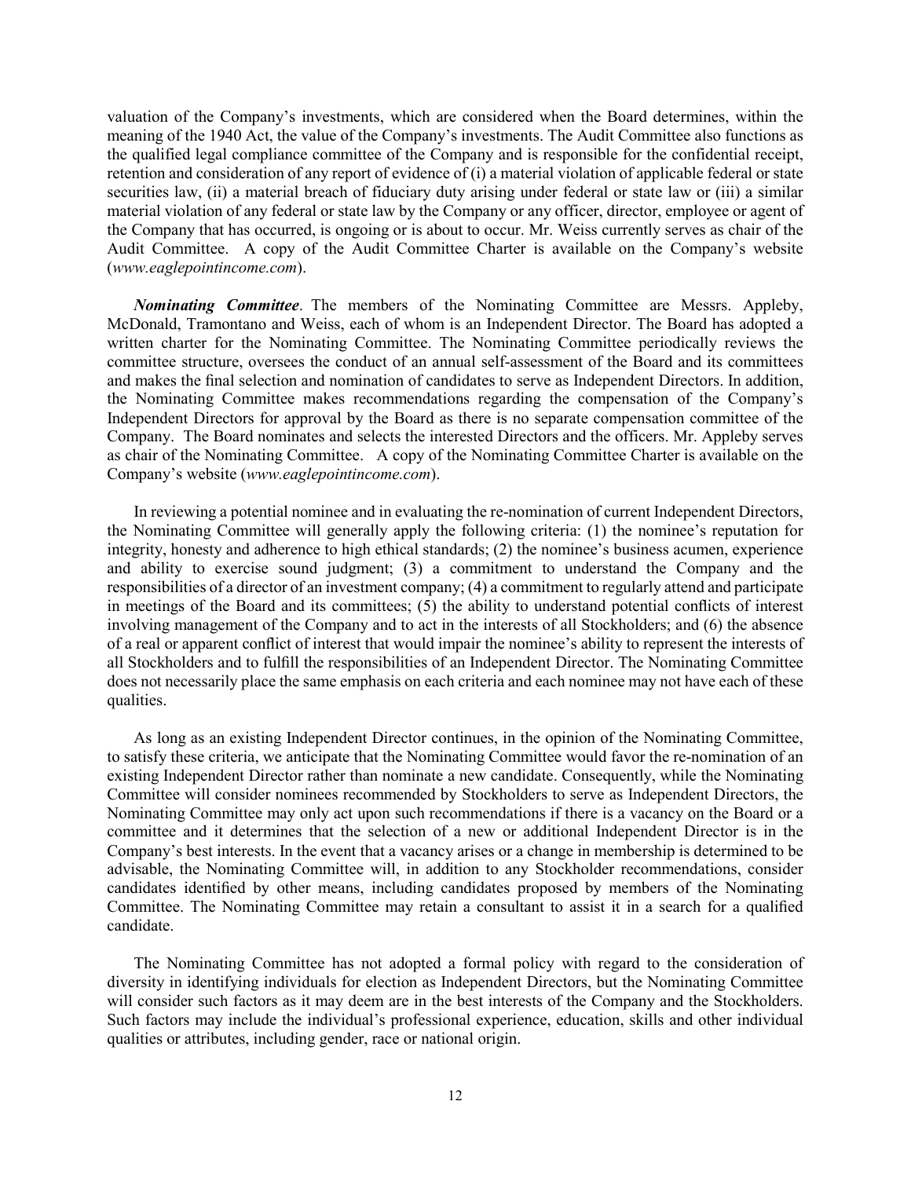valuation of the Company's investments, which are considered when the Board determines, within the meaning of the 1940 Act, the value of the Company's investments. The Audit Committee also functions as the qualified legal compliance committee of the Company and is responsible for the confidential receipt, retention and consideration of any report of evidence of (i) a material violation of applicable federal or state securities law, (ii) a material breach of fiduciary duty arising under federal or state law or (iii) a similar material violation of any federal or state law by the Company or any officer, director, employee or agent of the Company that has occurred, is ongoing or is about to occur. Mr. Weiss currently serves as chair of the Audit Committee. A copy of the Audit Committee Charter is available on the Company's website (*www.eaglepointincome.com*).

***Nominating Committee***. The members of the Nominating Committee are Messrs. Appleby, McDonald, Tramontano and Weiss, each of whom is an Independent Director. The Board has adopted a written charter for the Nominating Committee. The Nominating Committee periodically reviews the committee structure, oversees the conduct of an annual self-assessment of the Board and its committees and makes the final selection and nomination of candidates to serve as Independent Directors. In addition, the Nominating Committee makes recommendations regarding the compensation of the Company's Independent Directors for approval by the Board as there is no separate compensation committee of the Company. The Board nominates and selects the interested Directors and the officers. Mr. Appleby serves as chair of the Nominating Committee. A copy of the Nominating Committee Charter is available on the Company's website (*www.eaglepointincome.com*).

In reviewing a potential nominee and in evaluating the re-nomination of current Independent Directors, the Nominating Committee will generally apply the following criteria: (1) the nominee's reputation for integrity, honesty and adherence to high ethical standards; (2) the nominee's business acumen, experience and ability to exercise sound judgment; (3) a commitment to understand the Company and the responsibilities of a director of an investment company; (4) a commitment to regularly attend and participate in meetings of the Board and its committees; (5) the ability to understand potential conflicts of interest involving management of the Company and to act in the interests of all Stockholders; and (6) the absence of a real or apparent conflict of interest that would impair the nominee's ability to represent the interests of all Stockholders and to fulfill the responsibilities of an Independent Director. The Nominating Committee does not necessarily place the same emphasis on each criteria and each nominee may not have each of these qualities.

As long as an existing Independent Director continues, in the opinion of the Nominating Committee, to satisfy these criteria, we anticipate that the Nominating Committee would favor the re-nomination of an existing Independent Director rather than nominate a new candidate. Consequently, while the Nominating Committee will consider nominees recommended by Stockholders to serve as Independent Directors, the Nominating Committee may only act upon such recommendations if there is a vacancy on the Board or a committee and it determines that the selection of a new or additional Independent Director is in the Company's best interests. In the event that a vacancy arises or a change in membership is determined to be advisable, the Nominating Committee will, in addition to any Stockholder recommendations, consider candidates identified by other means, including candidates proposed by members of the Nominating Committee. The Nominating Committee may retain a consultant to assist it in a search for a qualified candidate.

The Nominating Committee has not adopted a formal policy with regard to the consideration of diversity in identifying individuals for election as Independent Directors, but the Nominating Committee will consider such factors as it may deem are in the best interests of the Company and the Stockholders. Such factors may include the individual's professional experience, education, skills and other individual qualities or attributes, including gender, race or national origin.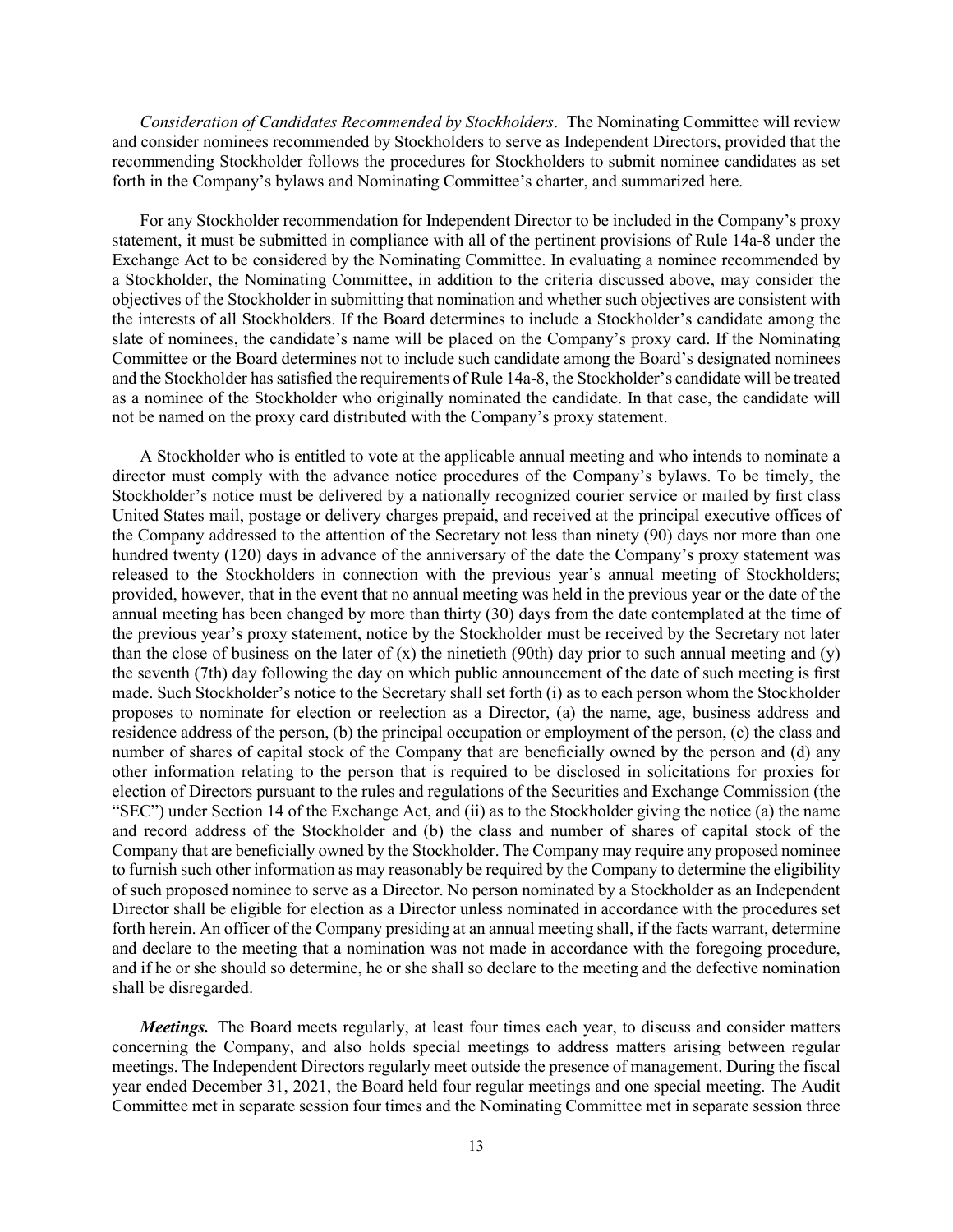*Consideration of Candidates Recommended by Stockholders*. The Nominating Committee will review and consider nominees recommended by Stockholders to serve as Independent Directors, provided that the recommending Stockholder follows the procedures for Stockholders to submit nominee candidates as set forth in the Company's bylaws and Nominating Committee's charter, and summarized here.

For any Stockholder recommendation for Independent Director to be included in the Company's proxy statement, it must be submitted in compliance with all of the pertinent provisions of Rule 14a-8 under the Exchange Act to be considered by the Nominating Committee. In evaluating a nominee recommended by a Stockholder, the Nominating Committee, in addition to the criteria discussed above, may consider the objectives of the Stockholder in submitting that nomination and whether such objectives are consistent with the interests of all Stockholders. If the Board determines to include a Stockholder's candidate among the slate of nominees, the candidate's name will be placed on the Company's proxy card. If the Nominating Committee or the Board determines not to include such candidate among the Board's designated nominees and the Stockholder has satisfied the requirements of Rule 14a-8, the Stockholder's candidate will be treated as a nominee of the Stockholder who originally nominated the candidate. In that case, the candidate will not be named on the proxy card distributed with the Company's proxy statement.

A Stockholder who is entitled to vote at the applicable annual meeting and who intends to nominate a director must comply with the advance notice procedures of the Company's bylaws. To be timely, the Stockholder's notice must be delivered by a nationally recognized courier service or mailed by first class United States mail, postage or delivery charges prepaid, and received at the principal executive offices of the Company addressed to the attention of the Secretary not less than ninety (90) days nor more than one hundred twenty (120) days in advance of the anniversary of the date the Company's proxy statement was released to the Stockholders in connection with the previous year's annual meeting of Stockholders; provided, however, that in the event that no annual meeting was held in the previous year or the date of the annual meeting has been changed by more than thirty (30) days from the date contemplated at the time of the previous year's proxy statement, notice by the Stockholder must be received by the Secretary not later than the close of business on the later of (x) the ninetieth (90th) day prior to such annual meeting and (y) the seventh (7th) day following the day on which public announcement of the date of such meeting is first made. Such Stockholder's notice to the Secretary shall set forth (i) as to each person whom the Stockholder proposes to nominate for election or reelection as a Director, (a) the name, age, business address and residence address of the person, (b) the principal occupation or employment of the person, (c) the class and number of shares of capital stock of the Company that are beneficially owned by the person and (d) any other information relating to the person that is required to be disclosed in solicitations for proxies for election of Directors pursuant to the rules and regulations of the Securities and Exchange Commission (the "SEC") under Section 14 of the Exchange Act, and (ii) as to the Stockholder giving the notice (a) the name and record address of the Stockholder and (b) the class and number of shares of capital stock of the Company that are beneficially owned by the Stockholder. The Company may require any proposed nominee to furnish such other information as may reasonably be required by the Company to determine the eligibility of such proposed nominee to serve as a Director. No person nominated by a Stockholder as an Independent Director shall be eligible for election as a Director unless nominated in accordance with the procedures set forth herein. An officer of the Company presiding at an annual meeting shall, if the facts warrant, determine and declare to the meeting that a nomination was not made in accordance with the foregoing procedure, and if he or she should so determine, he or she shall so declare to the meeting and the defective nomination shall be disregarded.

***Meetings.*** The Board meets regularly, at least four times each year, to discuss and consider matters concerning the Company, and also holds special meetings to address matters arising between regular meetings. The Independent Directors regularly meet outside the presence of management. During the fiscal year ended December 31, 2021, the Board held four regular meetings and one special meeting. The Audit Committee met in separate session four times and the Nominating Committee met in separate session three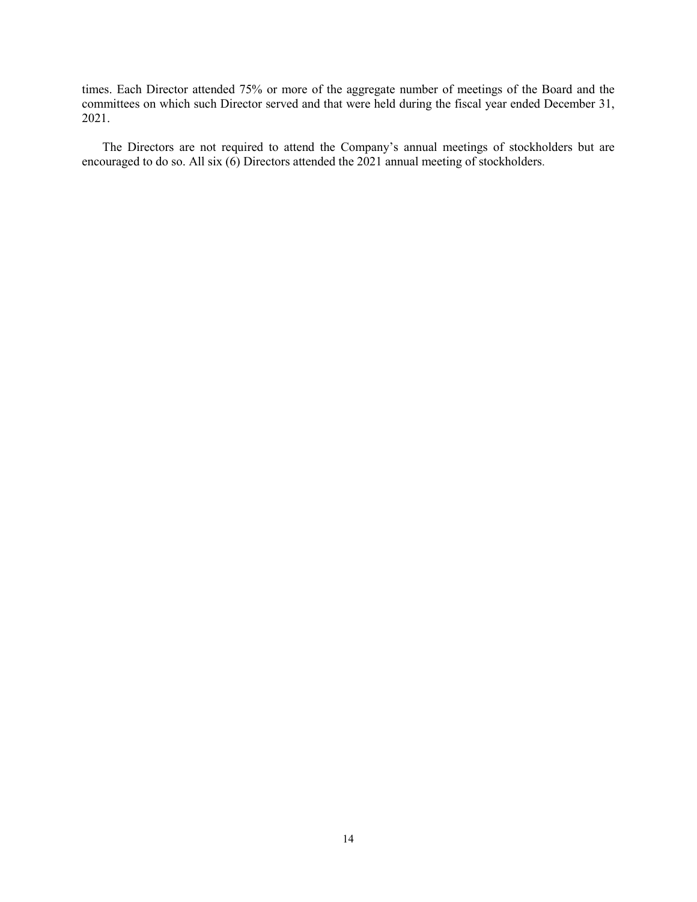times. Each Director attended 75% or more of the aggregate number of meetings of the Board and the committees on which such Director served and that were held during the fiscal year ended December 31, 2021.

The Directors are not required to attend the Company's annual meetings of stockholders but are encouraged to do so. All six (6) Directors attended the 2021 annual meeting of stockholders.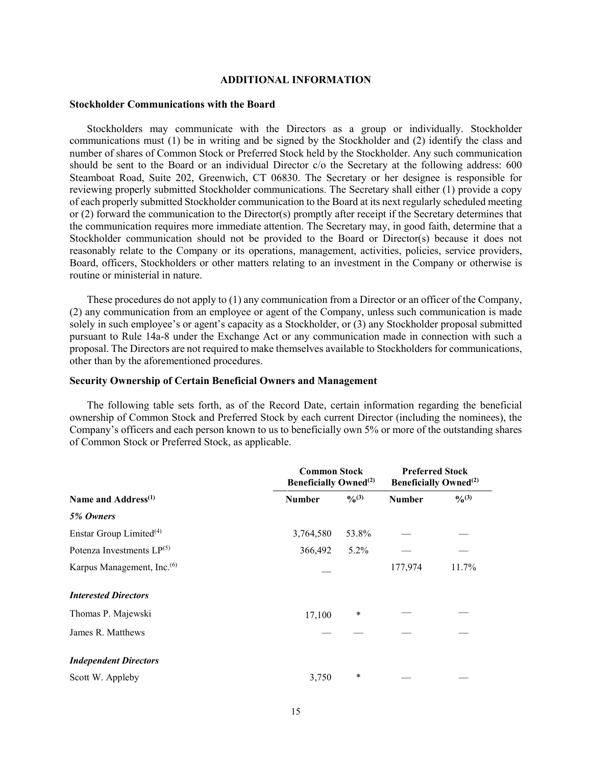## ADDITIONAL INFORMATION

### Stockholder Communications with the Board

Stockholders may communicate with the Directors as a group or individually. Stockholder communications must (1) be in writing and be signed by the Stockholder and (2) identify the class and number of shares of Common Stock or Preferred Stock held by the Stockholder. Any such communication should be sent to the Board or an individual Director c/o the Secretary at the following address: 600 Steamboat Road, Suite 202, Greenwich, CT 06830. The Secretary or her designee is responsible for reviewing properly submitted Stockholder communications. The Secretary shall either (1) provide a copy of each properly submitted Stockholder communication to the Board at its next regularly scheduled meeting or (2) forward the communication to the Director(s) promptly after receipt if the Secretary determines that the communication requires more immediate attention. The Secretary may, in good faith, determine that a Stockholder communication should not be provided to the Board or Director(s) because it does not reasonably relate to the Company or its operations, management, activities, policies, service providers, Board, officers, Stockholders or other matters relating to an investment in the Company or otherwise is routine or ministerial in nature.

These procedures do not apply to (1) any communication from a Director or an officer of the Company, (2) any communication from an employee or agent of the Company, unless such communication is made solely in such employee's or agent's capacity as a Stockholder, or (3) any Stockholder proposal submitted pursuant to Rule 14a-8 under the Exchange Act or any communication made in connection with such a proposal. The Directors are not required to make themselves available to Stockholders for communications, other than by the aforementioned procedures.

### Security Ownership of Certain Beneficial Owners and Management

The following table sets forth, as of the Record Date, certain information regarding the beneficial ownership of Common Stock and Preferred Stock by each current Director (including the nominees), the Company's officers and each person known to us to beneficially own 5% or more of the outstanding shares of Common Stock or Preferred Stock, as applicable.

| | **Common Stock Beneficially Owned**[(2)] | | **Preferred Stock Beneficially Owned**[(2)] | |
|---|---|---|---|---|
| **Name and Address**[(1)] | **Number** | **%**[(3)] | **Number** | **%**[(3)] |
| ***5% Owners*** | | | | |
| Enstar Group Limited[(4)] | 3,764,580 | 53.8% | — | — |
| Potenza Investments LP[(5)] | 366,492 | 5.2% | — | — |
| Karpus Management, Inc.[(6)] | — | | 177,974 | 11.7% |
| ***Interested Directors*** | | | | |
| Thomas P. Majewski | 17,100 | * | — | — |
| James R. Matthews | — | — | — | — |
| ***Independent Directors*** | | | | |
| Scott W. Appleby | 3,750 | * | — | — |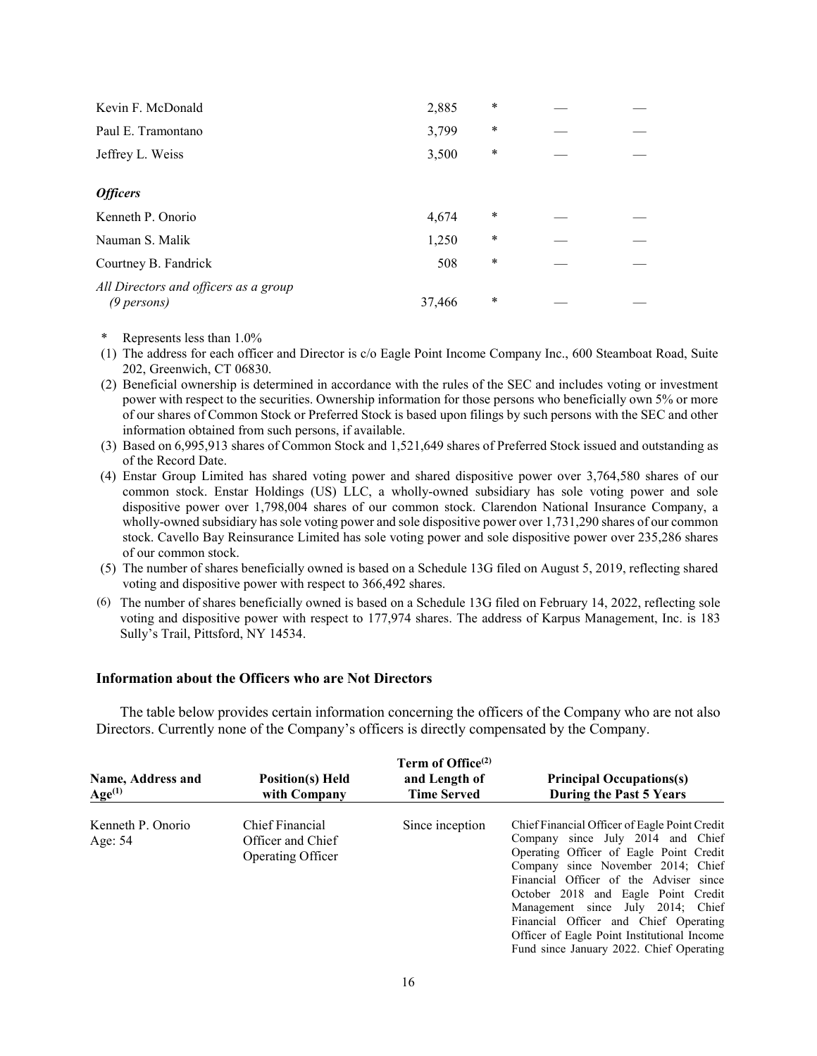| | | | | |
|---|---|---|---|---|
| Kevin F. McDonald | 2,885 | * | — | — |
| Paul E. Tramontano | 3,799 | * | — | — |
| Jeffrey L. Weiss | 3,500 | * | — | — |
| ***Officers*** | | | | |
| Kenneth P. Onorio | 4,674 | * | — | — |
| Nauman S. Malik | 1,250 | * | — | — |
| Courtney B. Fandrick | 508 | * | — | — |
| *All Directors and officers as a group (9 persons)* | 37,466 | * | — | — |

\* Represents less than 1.0%

(1) The address for each officer and Director is c/o Eagle Point Income Company Inc., 600 Steamboat Road, Suite 202, Greenwich, CT 06830.

(2) Beneficial ownership is determined in accordance with the rules of the SEC and includes voting or investment power with respect to the securities. Ownership information for those persons who beneficially own 5% or more of our shares of Common Stock or Preferred Stock is based upon filings by such persons with the SEC and other information obtained from such persons, if available.

(3) Based on 6,995,913 shares of Common Stock and 1,521,649 shares of Preferred Stock issued and outstanding as of the Record Date.

(4) Enstar Group Limited has shared voting power and shared dispositive power over 3,764,580 shares of our common stock. Enstar Holdings (US) LLC, a wholly-owned subsidiary has sole voting power and sole dispositive power over 1,798,004 shares of our common stock. Clarendon National Insurance Company, a wholly-owned subsidiary has sole voting power and sole dispositive power over 1,731,290 shares of our common stock. Cavello Bay Reinsurance Limited has sole voting power and sole dispositive power over 235,286 shares of our common stock.

(5) The number of shares beneficially owned is based on a Schedule 13G filed on August 5, 2019, reflecting shared voting and dispositive power with respect to 366,492 shares.

(6) The number of shares beneficially owned is based on a Schedule 13G filed on February 14, 2022, reflecting sole voting and dispositive power with respect to 177,974 shares. The address of Karpus Management, Inc. is 183 Sully's Trail, Pittsford, NY 14534.

### Information about the Officers who are Not Directors

The table below provides certain information concerning the officers of the Company who are not also Directors. Currently none of the Company's officers is directly compensated by the Company.

| Name, Address and Age[(1)] | Position(s) Held with Company | Term of Office[(2)] and Length of Time Served | Principal Occupations(s) During the Past 5 Years |
|---|---|---|---|
| Kenneth P. Onorio<br>Age: 54 | Chief Financial Officer and Chief Operating Officer | Since inception | Chief Financial Officer of Eagle Point Credit Company since July 2014 and Chief Operating Officer of Eagle Point Credit Company since November 2014; Chief Financial Officer of the Adviser since October 2018 and Eagle Point Credit Management since July 2014; Chief Financial Officer and Chief Operating Officer of Eagle Point Institutional Income Fund since January 2022. Chief Operating |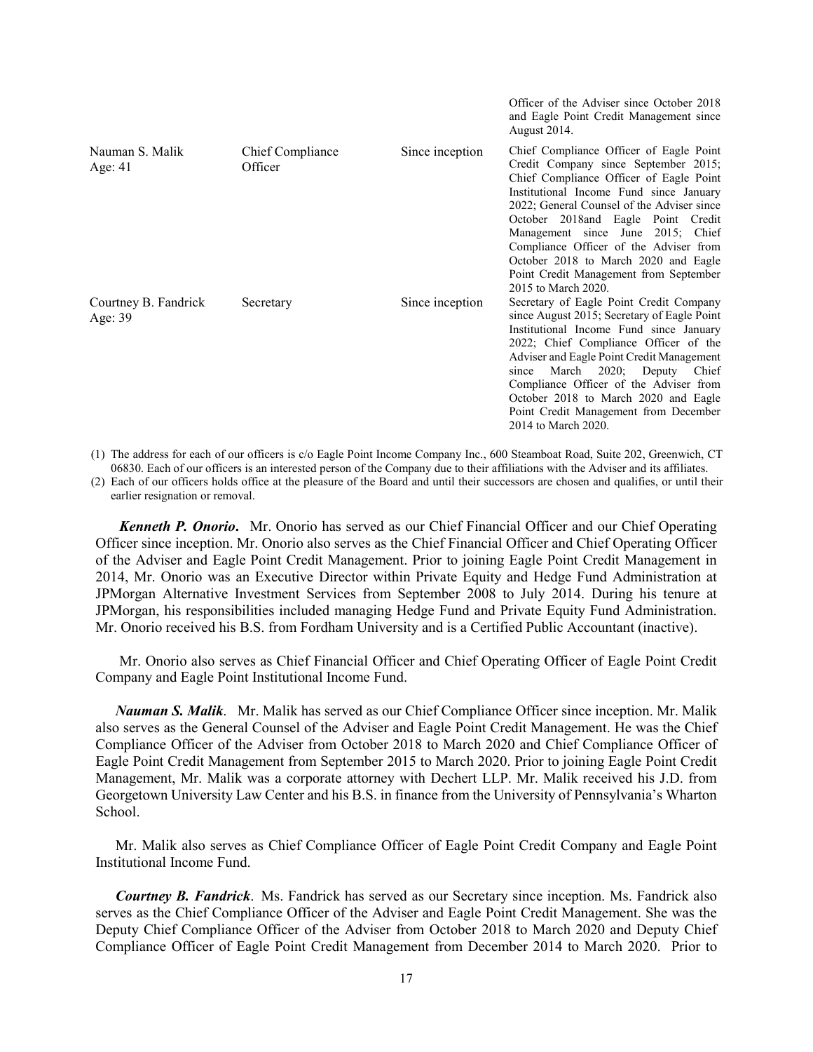| | | | Officer of the Adviser since October 2018 and Eagle Point Credit Management since August 2014. |
|---|---|---|---|
| Nauman S. Malik<br>Age: 41 | Chief Compliance Officer | Since inception | Chief Compliance Officer of Eagle Point Credit Company since September 2015; Chief Compliance Officer of Eagle Point Institutional Income Fund since January 2022; General Counsel of the Adviser since October 2018and Eagle Point Credit Management since June 2015; Chief Compliance Officer of the Adviser from October 2018 to March 2020 and Eagle Point Credit Management from September 2015 to March 2020. |
| Courtney B. Fandrick<br>Age: 39 | Secretary | Since inception | Secretary of Eagle Point Credit Company since August 2015; Secretary of Eagle Point Institutional Income Fund since January 2022; Chief Compliance Officer of the Adviser and Eagle Point Credit Management since March 2020; Deputy Chief Compliance Officer of the Adviser from October 2018 to March 2020 and Eagle Point Credit Management from December 2014 to March 2020. |

(1) The address for each of our officers is c/o Eagle Point Income Company Inc., 600 Steamboat Road, Suite 202, Greenwich, CT 06830. Each of our officers is an interested person of the Company due to their affiliations with the Adviser and its affiliates.

(2) Each of our officers holds office at the pleasure of the Board and until their successors are chosen and qualifies, or until their earlier resignation or removal.

***Kenneth P. Onorio***. Mr. Onorio has served as our Chief Financial Officer and our Chief Operating Officer since inception. Mr. Onorio also serves as the Chief Financial Officer and Chief Operating Officer of the Adviser and Eagle Point Credit Management. Prior to joining Eagle Point Credit Management in 2014, Mr. Onorio was an Executive Director within Private Equity and Hedge Fund Administration at JPMorgan Alternative Investment Services from September 2008 to July 2014. During his tenure at JPMorgan, his responsibilities included managing Hedge Fund and Private Equity Fund Administration. Mr. Onorio received his B.S. from Fordham University and is a Certified Public Accountant (inactive).

Mr. Onorio also serves as Chief Financial Officer and Chief Operating Officer of Eagle Point Credit Company and Eagle Point Institutional Income Fund.

***Nauman S. Malik***. Mr. Malik has served as our Chief Compliance Officer since inception. Mr. Malik also serves as the General Counsel of the Adviser and Eagle Point Credit Management. He was the Chief Compliance Officer of the Adviser from October 2018 to March 2020 and Chief Compliance Officer of Eagle Point Credit Management from September 2015 to March 2020. Prior to joining Eagle Point Credit Management, Mr. Malik was a corporate attorney with Dechert LLP. Mr. Malik received his J.D. from Georgetown University Law Center and his B.S. in finance from the University of Pennsylvania's Wharton School.

Mr. Malik also serves as Chief Compliance Officer of Eagle Point Credit Company and Eagle Point Institutional Income Fund.

***Courtney B. Fandrick***. Ms. Fandrick has served as our Secretary since inception. Ms. Fandrick also serves as the Chief Compliance Officer of the Adviser and Eagle Point Credit Management. She was the Deputy Chief Compliance Officer of the Adviser from October 2018 to March 2020 and Deputy Chief Compliance Officer of Eagle Point Credit Management from December 2014 to March 2020. Prior to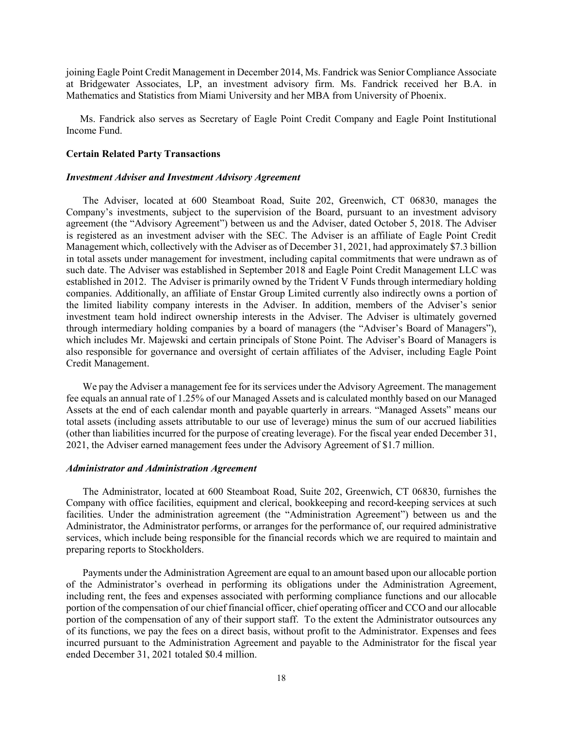joining Eagle Point Credit Management in December 2014, Ms. Fandrick was Senior Compliance Associate at Bridgewater Associates, LP, an investment advisory firm. Ms. Fandrick received her B.A. in Mathematics and Statistics from Miami University and her MBA from University of Phoenix.

Ms. Fandrick also serves as Secretary of Eagle Point Credit Company and Eagle Point Institutional Income Fund.

**Certain Related Party Transactions**

***Investment Adviser and Investment Advisory Agreement***

The Adviser, located at 600 Steamboat Road, Suite 202, Greenwich, CT 06830, manages the Company's investments, subject to the supervision of the Board, pursuant to an investment advisory agreement (the "Advisory Agreement") between us and the Adviser, dated October 5, 2018. The Adviser is registered as an investment adviser with the SEC. The Adviser is an affiliate of Eagle Point Credit Management which, collectively with the Adviser as of December 31, 2021, had approximately $7.3 billion in total assets under management for investment, including capital commitments that were undrawn as of such date. The Adviser was established in September 2018 and Eagle Point Credit Management LLC was established in 2012. The Adviser is primarily owned by the Trident V Funds through intermediary holding companies. Additionally, an affiliate of Enstar Group Limited currently also indirectly owns a portion of the limited liability company interests in the Adviser. In addition, members of the Adviser's senior investment team hold indirect ownership interests in the Adviser. The Adviser is ultimately governed through intermediary holding companies by a board of managers (the "Adviser's Board of Managers"), which includes Mr. Majewski and certain principals of Stone Point. The Adviser's Board of Managers is also responsible for governance and oversight of certain affiliates of the Adviser, including Eagle Point Credit Management.

We pay the Adviser a management fee for its services under the Advisory Agreement. The management fee equals an annual rate of 1.25% of our Managed Assets and is calculated monthly based on our Managed Assets at the end of each calendar month and payable quarterly in arrears. "Managed Assets" means our total assets (including assets attributable to our use of leverage) minus the sum of our accrued liabilities (other than liabilities incurred for the purpose of creating leverage). For the fiscal year ended December 31, 2021, the Adviser earned management fees under the Advisory Agreement of $1.7 million.

***Administrator and Administration Agreement***

The Administrator, located at 600 Steamboat Road, Suite 202, Greenwich, CT 06830, furnishes the Company with office facilities, equipment and clerical, bookkeeping and record-keeping services at such facilities. Under the administration agreement (the "Administration Agreement") between us and the Administrator, the Administrator performs, or arranges for the performance of, our required administrative services, which include being responsible for the financial records which we are required to maintain and preparing reports to Stockholders.

Payments under the Administration Agreement are equal to an amount based upon our allocable portion of the Administrator's overhead in performing its obligations under the Administration Agreement, including rent, the fees and expenses associated with performing compliance functions and our allocable portion of the compensation of our chief financial officer, chief operating officer and CCO and our allocable portion of the compensation of any of their support staff. To the extent the Administrator outsources any of its functions, we pay the fees on a direct basis, without profit to the Administrator. Expenses and fees incurred pursuant to the Administration Agreement and payable to the Administrator for the fiscal year ended December 31, 2021 totaled $0.4 million.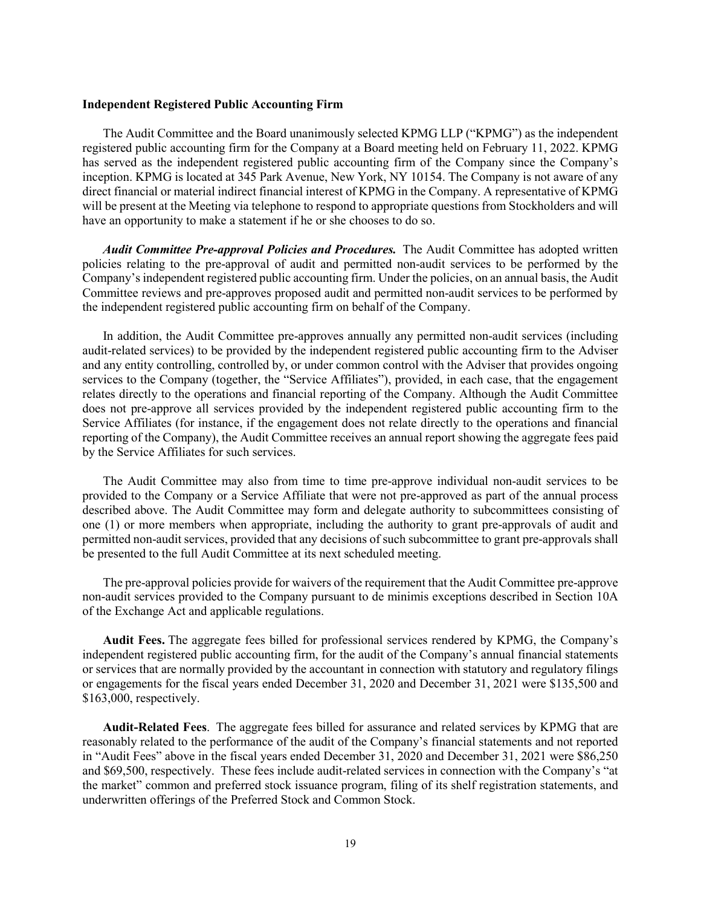**Independent Registered Public Accounting Firm**

The Audit Committee and the Board unanimously selected KPMG LLP ("KPMG") as the independent registered public accounting firm for the Company at a Board meeting held on February 11, 2022. KPMG has served as the independent registered public accounting firm of the Company since the Company's inception. KPMG is located at 345 Park Avenue, New York, NY 10154. The Company is not aware of any direct financial or material indirect financial interest of KPMG in the Company. A representative of KPMG will be present at the Meeting via telephone to respond to appropriate questions from Stockholders and will have an opportunity to make a statement if he or she chooses to do so.

***Audit Committee Pre-approval Policies and Procedures.*** The Audit Committee has adopted written policies relating to the pre-approval of audit and permitted non-audit services to be performed by the Company's independent registered public accounting firm. Under the policies, on an annual basis, the Audit Committee reviews and pre-approves proposed audit and permitted non-audit services to be performed by the independent registered public accounting firm on behalf of the Company.

In addition, the Audit Committee pre-approves annually any permitted non-audit services (including audit-related services) to be provided by the independent registered public accounting firm to the Adviser and any entity controlling, controlled by, or under common control with the Adviser that provides ongoing services to the Company (together, the "Service Affiliates"), provided, in each case, that the engagement relates directly to the operations and financial reporting of the Company. Although the Audit Committee does not pre-approve all services provided by the independent registered public accounting firm to the Service Affiliates (for instance, if the engagement does not relate directly to the operations and financial reporting of the Company), the Audit Committee receives an annual report showing the aggregate fees paid by the Service Affiliates for such services.

The Audit Committee may also from time to time pre-approve individual non-audit services to be provided to the Company or a Service Affiliate that were not pre-approved as part of the annual process described above. The Audit Committee may form and delegate authority to subcommittees consisting of one (1) or more members when appropriate, including the authority to grant pre-approvals of audit and permitted non-audit services, provided that any decisions of such subcommittee to grant pre-approvals shall be presented to the full Audit Committee at its next scheduled meeting.

The pre-approval policies provide for waivers of the requirement that the Audit Committee pre-approve non-audit services provided to the Company pursuant to de minimis exceptions described in Section 10A of the Exchange Act and applicable regulations.

**Audit Fees.** The aggregate fees billed for professional services rendered by KPMG, the Company's independent registered public accounting firm, for the audit of the Company's annual financial statements or services that are normally provided by the accountant in connection with statutory and regulatory filings or engagements for the fiscal years ended December 31, 2020 and December 31, 2021 were $135,500 and $163,000, respectively.

**Audit-Related Fees**. The aggregate fees billed for assurance and related services by KPMG that are reasonably related to the performance of the audit of the Company's financial statements and not reported in "Audit Fees" above in the fiscal years ended December 31, 2020 and December 31, 2021 were $86,250 and $69,500, respectively. These fees include audit-related services in connection with the Company's "at the market" common and preferred stock issuance program, filing of its shelf registration statements, and underwritten offerings of the Preferred Stock and Common Stock.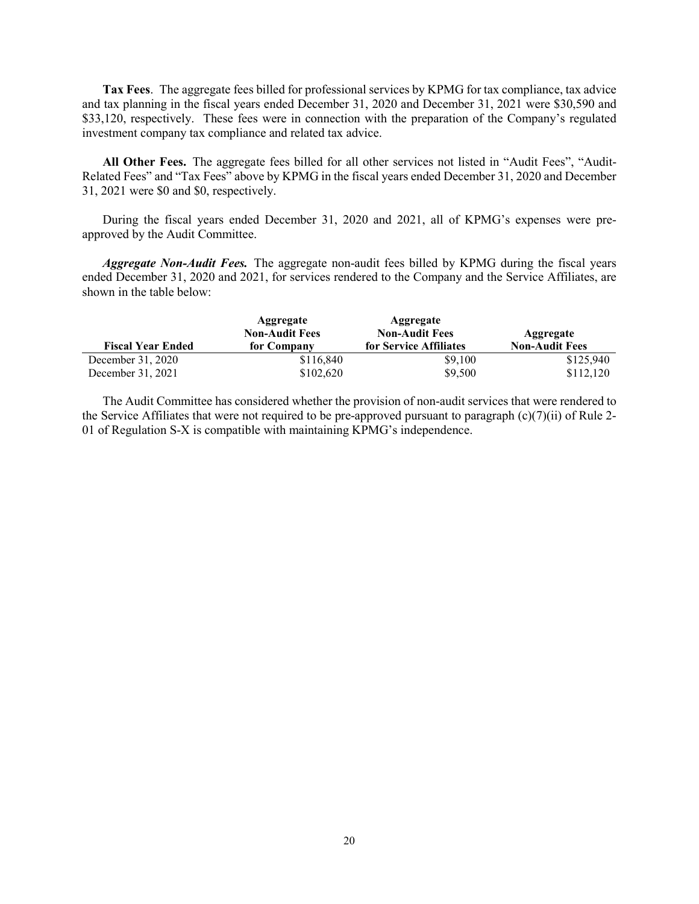**Tax Fees**. The aggregate fees billed for professional services by KPMG for tax compliance, tax advice and tax planning in the fiscal years ended December 31, 2020 and December 31, 2021 were $30,590 and $33,120, respectively. These fees were in connection with the preparation of the Company's regulated investment company tax compliance and related tax advice.

**All Other Fees.** The aggregate fees billed for all other services not listed in "Audit Fees", "Audit-Related Fees" and "Tax Fees" above by KPMG in the fiscal years ended December 31, 2020 and December 31, 2021 were $0 and $0, respectively.

During the fiscal years ended December 31, 2020 and 2021, all of KPMG's expenses were pre-approved by the Audit Committee.

***Aggregate Non-Audit Fees.*** The aggregate non-audit fees billed by KPMG during the fiscal years ended December 31, 2020 and 2021, for services rendered to the Company and the Service Affiliates, are shown in the table below:

| Fiscal Year Ended | Aggregate Non-Audit Fees for Company | Aggregate Non-Audit Fees for Service Affiliates | Aggregate Non-Audit Fees |
|---|---|---|---|
| December 31, 2020 | $116,840 | $9,100 | $125,940 |
| December 31, 2021 | $102,620 | $9,500 | $112,120 |

The Audit Committee has considered whether the provision of non-audit services that were rendered to the Service Affiliates that were not required to be pre-approved pursuant to paragraph (c)(7)(ii) of Rule 2-01 of Regulation S-X is compatible with maintaining KPMG's independence.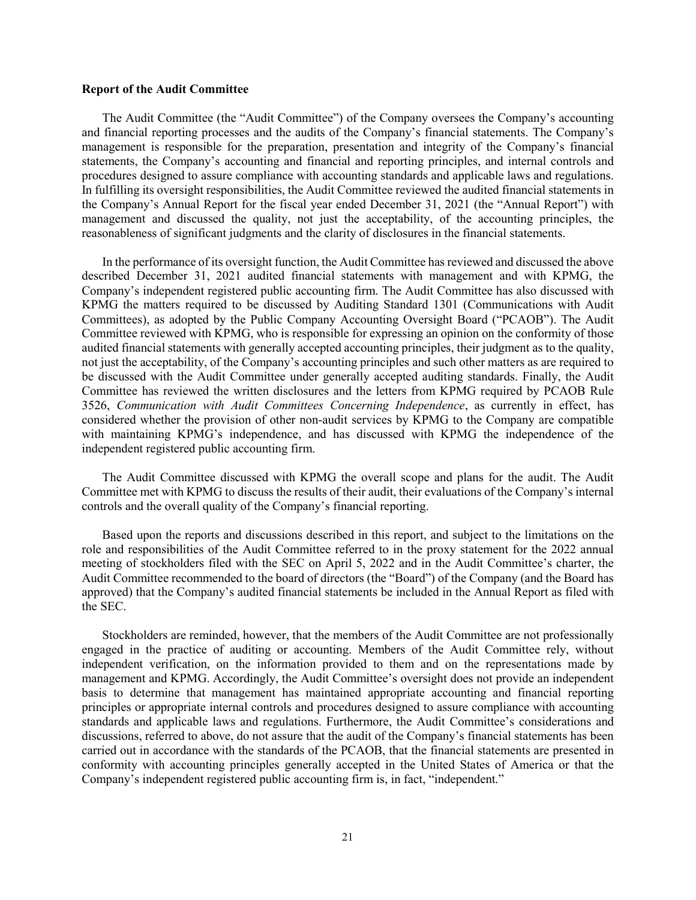**Report of the Audit Committee**

The Audit Committee (the "Audit Committee") of the Company oversees the Company's accounting and financial reporting processes and the audits of the Company's financial statements. The Company's management is responsible for the preparation, presentation and integrity of the Company's financial statements, the Company's accounting and financial and reporting principles, and internal controls and procedures designed to assure compliance with accounting standards and applicable laws and regulations. In fulfilling its oversight responsibilities, the Audit Committee reviewed the audited financial statements in the Company's Annual Report for the fiscal year ended December 31, 2021 (the "Annual Report") with management and discussed the quality, not just the acceptability, of the accounting principles, the reasonableness of significant judgments and the clarity of disclosures in the financial statements.

In the performance of its oversight function, the Audit Committee has reviewed and discussed the above described December 31, 2021 audited financial statements with management and with KPMG, the Company's independent registered public accounting firm. The Audit Committee has also discussed with KPMG the matters required to be discussed by Auditing Standard 1301 (Communications with Audit Committees), as adopted by the Public Company Accounting Oversight Board ("PCAOB"). The Audit Committee reviewed with KPMG, who is responsible for expressing an opinion on the conformity of those audited financial statements with generally accepted accounting principles, their judgment as to the quality, not just the acceptability, of the Company's accounting principles and such other matters as are required to be discussed with the Audit Committee under generally accepted auditing standards. Finally, the Audit Committee has reviewed the written disclosures and the letters from KPMG required by PCAOB Rule 3526, *Communication with Audit Committees Concerning Independence*, as currently in effect, has considered whether the provision of other non-audit services by KPMG to the Company are compatible with maintaining KPMG's independence, and has discussed with KPMG the independence of the independent registered public accounting firm.

The Audit Committee discussed with KPMG the overall scope and plans for the audit. The Audit Committee met with KPMG to discuss the results of their audit, their evaluations of the Company's internal controls and the overall quality of the Company's financial reporting.

Based upon the reports and discussions described in this report, and subject to the limitations on the role and responsibilities of the Audit Committee referred to in the proxy statement for the 2022 annual meeting of stockholders filed with the SEC on April 5, 2022 and in the Audit Committee's charter, the Audit Committee recommended to the board of directors (the "Board") of the Company (and the Board has approved) that the Company's audited financial statements be included in the Annual Report as filed with the SEC.

Stockholders are reminded, however, that the members of the Audit Committee are not professionally engaged in the practice of auditing or accounting. Members of the Audit Committee rely, without independent verification, on the information provided to them and on the representations made by management and KPMG. Accordingly, the Audit Committee's oversight does not provide an independent basis to determine that management has maintained appropriate accounting and financial reporting principles or appropriate internal controls and procedures designed to assure compliance with accounting standards and applicable laws and regulations. Furthermore, the Audit Committee's considerations and discussions, referred to above, do not assure that the audit of the Company's financial statements has been carried out in accordance with the standards of the PCAOB, that the financial statements are presented in conformity with accounting principles generally accepted in the United States of America or that the Company's independent registered public accounting firm is, in fact, "independent."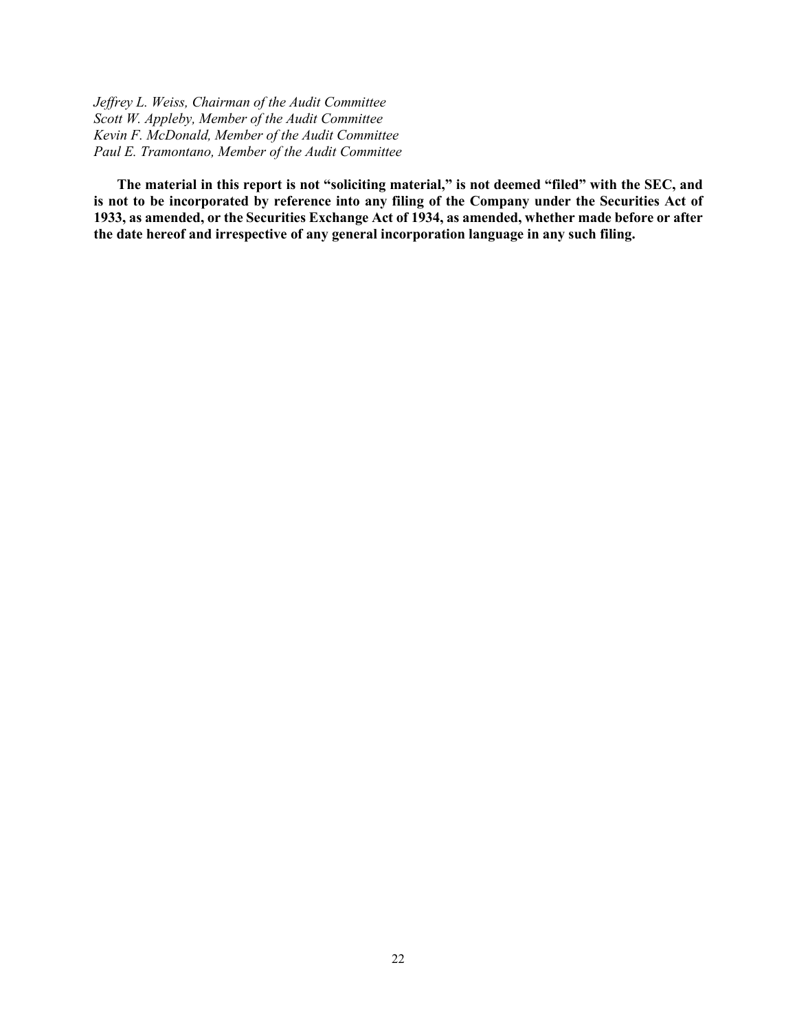*Jeffrey L. Weiss, Chairman of the Audit Committee*
*Scott W. Appleby, Member of the Audit Committee*
*Kevin F. McDonald, Member of the Audit Committee*
*Paul E. Tramontano, Member of the Audit Committee*

**The material in this report is not "soliciting material," is not deemed "filed" with the SEC, and is not to be incorporated by reference into any filing of the Company under the Securities Act of 1933, as amended, or the Securities Exchange Act of 1934, as amended, whether made before or after the date hereof and irrespective of any general incorporation language in any such filing.**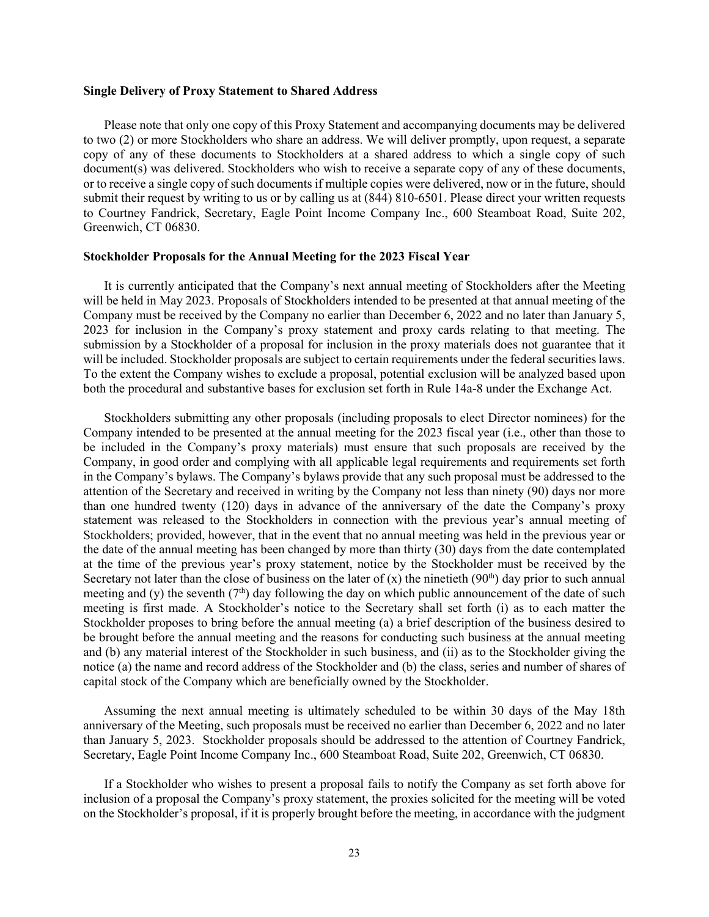**Single Delivery of Proxy Statement to Shared Address**

Please note that only one copy of this Proxy Statement and accompanying documents may be delivered to two (2) or more Stockholders who share an address. We will deliver promptly, upon request, a separate copy of any of these documents to Stockholders at a shared address to which a single copy of such document(s) was delivered. Stockholders who wish to receive a separate copy of any of these documents, or to receive a single copy of such documents if multiple copies were delivered, now or in the future, should submit their request by writing to us or by calling us at (844) 810-6501. Please direct your written requests to Courtney Fandrick, Secretary, Eagle Point Income Company Inc., 600 Steamboat Road, Suite 202, Greenwich, CT 06830.

**Stockholder Proposals for the Annual Meeting for the 2023 Fiscal Year**

It is currently anticipated that the Company's next annual meeting of Stockholders after the Meeting will be held in May 2023. Proposals of Stockholders intended to be presented at that annual meeting of the Company must be received by the Company no earlier than December 6, 2022 and no later than January 5, 2023 for inclusion in the Company's proxy statement and proxy cards relating to that meeting. The submission by a Stockholder of a proposal for inclusion in the proxy materials does not guarantee that it will be included. Stockholder proposals are subject to certain requirements under the federal securities laws. To the extent the Company wishes to exclude a proposal, potential exclusion will be analyzed based upon both the procedural and substantive bases for exclusion set forth in Rule 14a-8 under the Exchange Act.

Stockholders submitting any other proposals (including proposals to elect Director nominees) for the Company intended to be presented at the annual meeting for the 2023 fiscal year (i.e., other than those to be included in the Company's proxy materials) must ensure that such proposals are received by the Company, in good order and complying with all applicable legal requirements and requirements set forth in the Company's bylaws. The Company's bylaws provide that any such proposal must be addressed to the attention of the Secretary and received in writing by the Company not less than ninety (90) days nor more than one hundred twenty (120) days in advance of the anniversary of the date the Company's proxy statement was released to the Stockholders in connection with the previous year's annual meeting of Stockholders; provided, however, that in the event that no annual meeting was held in the previous year or the date of the annual meeting has been changed by more than thirty (30) days from the date contemplated at the time of the previous year's proxy statement, notice by the Stockholder must be received by the Secretary not later than the close of business on the later of (x) the ninetieth (90th) day prior to such annual meeting and (y) the seventh (7th) day following the day on which public announcement of the date of such meeting is first made. A Stockholder's notice to the Secretary shall set forth (i) as to each matter the Stockholder proposes to bring before the annual meeting (a) a brief description of the business desired to be brought before the annual meeting and the reasons for conducting such business at the annual meeting and (b) any material interest of the Stockholder in such business, and (ii) as to the Stockholder giving the notice (a) the name and record address of the Stockholder and (b) the class, series and number of shares of capital stock of the Company which are beneficially owned by the Stockholder.

Assuming the next annual meeting is ultimately scheduled to be within 30 days of the May 18th anniversary of the Meeting, such proposals must be received no earlier than December 6, 2022 and no later than January 5, 2023. Stockholder proposals should be addressed to the attention of Courtney Fandrick, Secretary, Eagle Point Income Company Inc., 600 Steamboat Road, Suite 202, Greenwich, CT 06830.

If a Stockholder who wishes to present a proposal fails to notify the Company as set forth above for inclusion of a proposal the Company's proxy statement, the proxies solicited for the meeting will be voted on the Stockholder's proposal, if it is properly brought before the meeting, in accordance with the judgment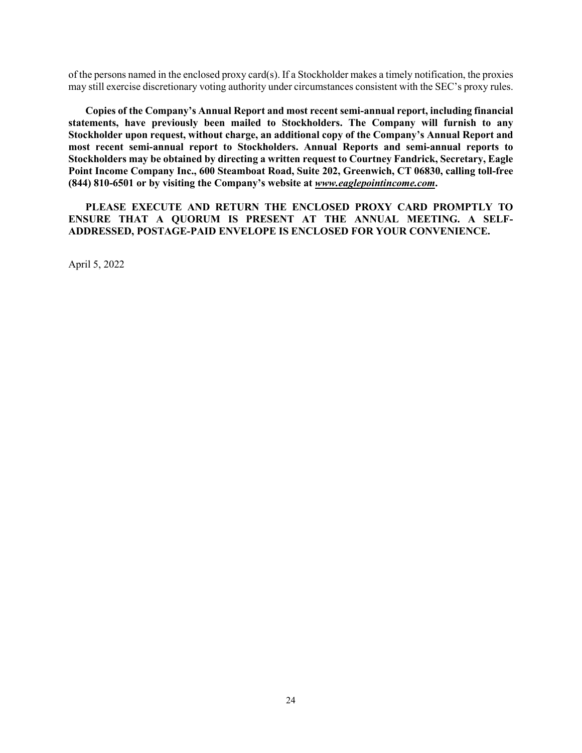of the persons named in the enclosed proxy card(s). If a Stockholder makes a timely notification, the proxies may still exercise discretionary voting authority under circumstances consistent with the SEC's proxy rules.

**Copies of the Company's Annual Report and most recent semi-annual report, including financial statements, have previously been mailed to Stockholders. The Company will furnish to any Stockholder upon request, without charge, an additional copy of the Company's Annual Report and most recent semi-annual report to Stockholders. Annual Reports and semi-annual reports to Stockholders may be obtained by directing a written request to Courtney Fandrick, Secretary, Eagle Point Income Company Inc., 600 Steamboat Road, Suite 202, Greenwich, CT 06830, calling toll-free (844) 810-6501 or by visiting the Company's website at *www.eaglepointincome.com*.**

**PLEASE EXECUTE AND RETURN THE ENCLOSED PROXY CARD PROMPTLY TO ENSURE THAT A QUORUM IS PRESENT AT THE ANNUAL MEETING. A SELF-ADDRESSED, POSTAGE-PAID ENVELOPE IS ENCLOSED FOR YOUR CONVENIENCE.**

April 5, 2022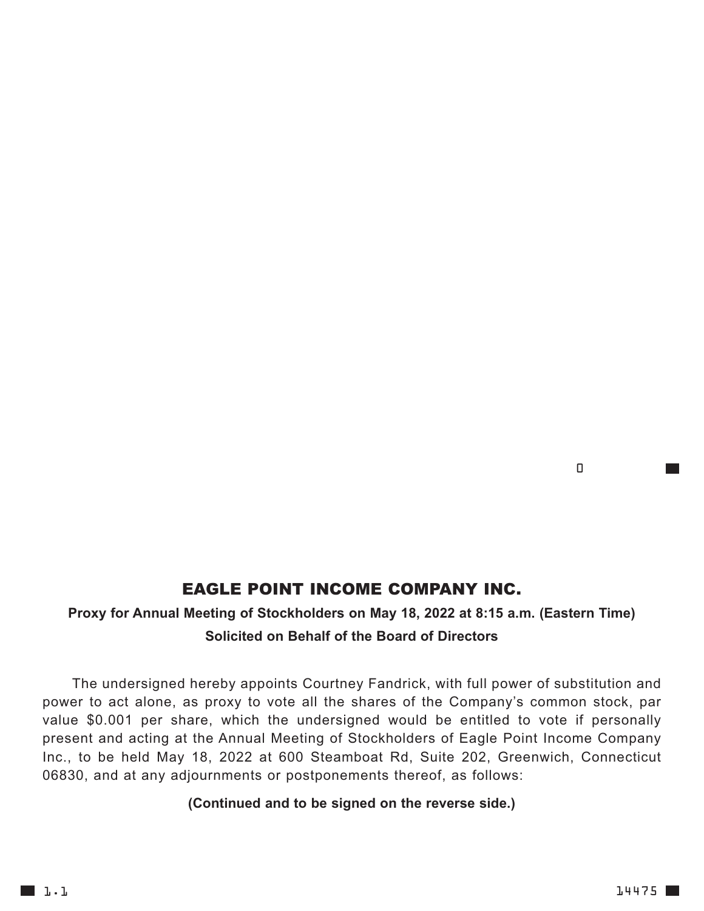# EAGLE POINT INCOME COMPANY INC.

**Proxy for Annual Meeting of Stockholders on May 18, 2022 at 8:15 a.m. (Eastern Time)**

**Solicited on Behalf of the Board of Directors**

The undersigned hereby appoints Courtney Fandrick, with full power of substitution and power to act alone, as proxy to vote all the shares of the Company's common stock, par value $0.001 per share, which the undersigned would be entitled to vote if personally present and acting at the Annual Meeting of Stockholders of Eagle Point Income Company Inc., to be held May 18, 2022 at 600 Steamboat Rd, Suite 202, Greenwich, Connecticut 06830, and at any adjournments or postponements thereof, as follows:

**(Continued and to be signed on the reverse side.)**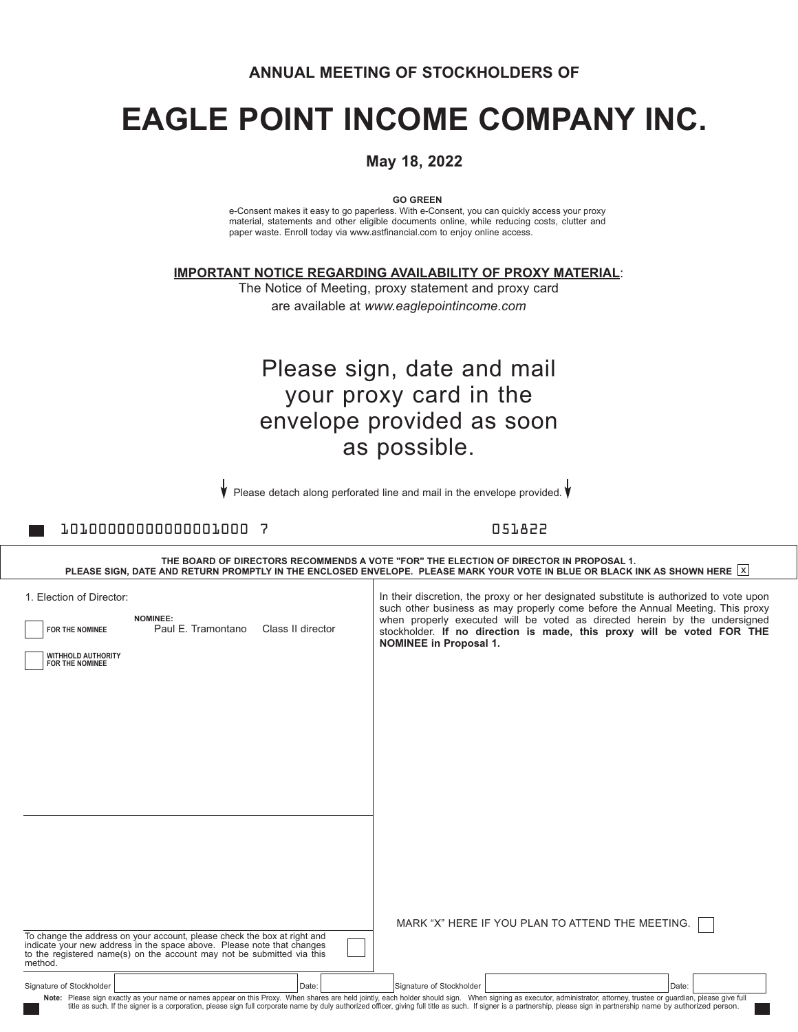**ANNUAL MEETING OF STOCKHOLDERS OF**

# EAGLE POINT INCOME COMPANY INC.

**May 18, 2022**

**GO GREEN**

e-Consent makes it easy to go paperless. With e-Consent, you can quickly access your proxy material, statements and other eligible documents online, while reducing costs, clutter and paper waste. Enroll today via www.astfinancial.com to enjoy online access.

**IMPORTANT NOTICE REGARDING AVAILABILITY OF PROXY MATERIAL**:
The Notice of Meeting, proxy statement and proxy card are available at *www.eaglepointincome.com*

Please sign, date and mail your proxy card in the envelope provided as soon as possible.

Please detach along perforated line and mail in the envelope provided.

10100000000000001000 7 051822

**THE BOARD OF DIRECTORS RECOMMENDS A VOTE "FOR" THE ELECTION OF DIRECTOR IN PROPOSAL 1.**
**PLEASE SIGN, DATE AND RETURN PROMPTLY IN THE ENCLOSED ENVELOPE. PLEASE MARK YOUR VOTE IN BLUE OR BLACK INK AS SHOWN HERE** ☒

1. Election of Director:

**NOMINEE:**

☐ **FOR THE NOMINEE** Paul E. Tramontano Class II director

☐ **WITHHOLD AUTHORITY FOR THE NOMINEE**

In their discretion, the proxy or her designated substitute is authorized to vote upon such other business as may properly come before the Annual Meeting. This proxy when properly executed will be voted as directed herein by the undersigned stockholder. **If no direction is made, this proxy will be voted FOR THE NOMINEE in Proposal 1.**

To change the address on your account, please check the box at right and indicate your new address in the space above. Please note that changes to the registered name(s) on the account may not be submitted via this method. ☐

MARK "X" HERE IF YOU PLAN TO ATTEND THE MEETING. ☐

Signature of Stockholder ______________ Date: ______ Signature of Stockholder ______________ Date: ______

**Note:** Please sign exactly as your name or names appear on this Proxy. When shares are held jointly, each holder should sign. When signing as executor, administrator, attorney, trustee or guardian, please give full title as such. If the signer is a corporation, please sign full corporate name by duly authorized officer, giving full title as such. If signer is a partnership, please sign in partnership name by authorized person.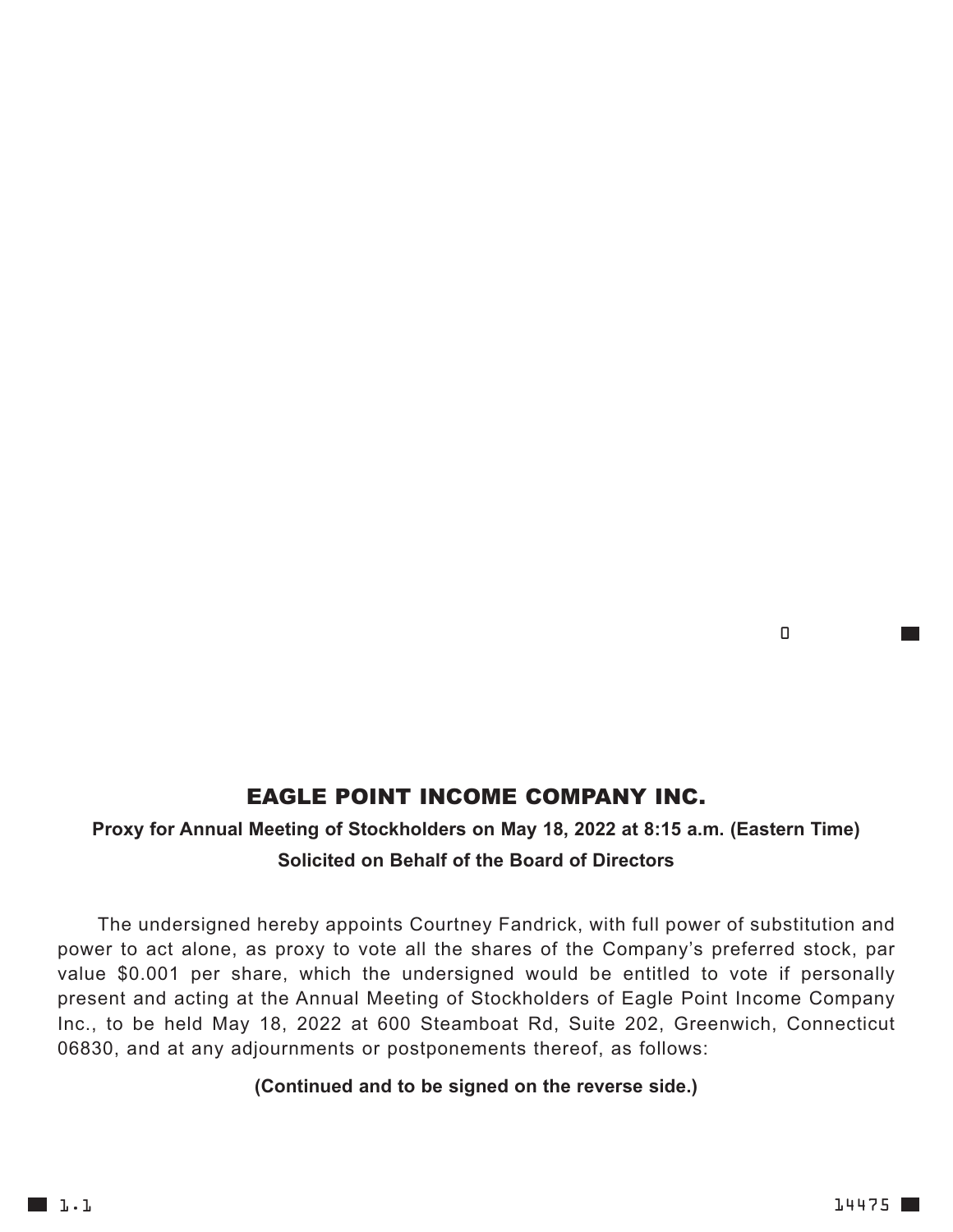## EAGLE POINT INCOME COMPANY INC.

**Proxy for Annual Meeting of Stockholders on May 18, 2022 at 8:15 a.m. (Eastern Time)**

**Solicited on Behalf of the Board of Directors**

The undersigned hereby appoints Courtney Fandrick, with full power of substitution and power to act alone, as proxy to vote all the shares of the Company's preferred stock, par value $0.001 per share, which the undersigned would be entitled to vote if personally present and acting at the Annual Meeting of Stockholders of Eagle Point Income Company Inc., to be held May 18, 2022 at 600 Steamboat Rd, Suite 202, Greenwich, Connecticut 06830, and at any adjournments or postponements thereof, as follows:

**(Continued and to be signed on the reverse side.)**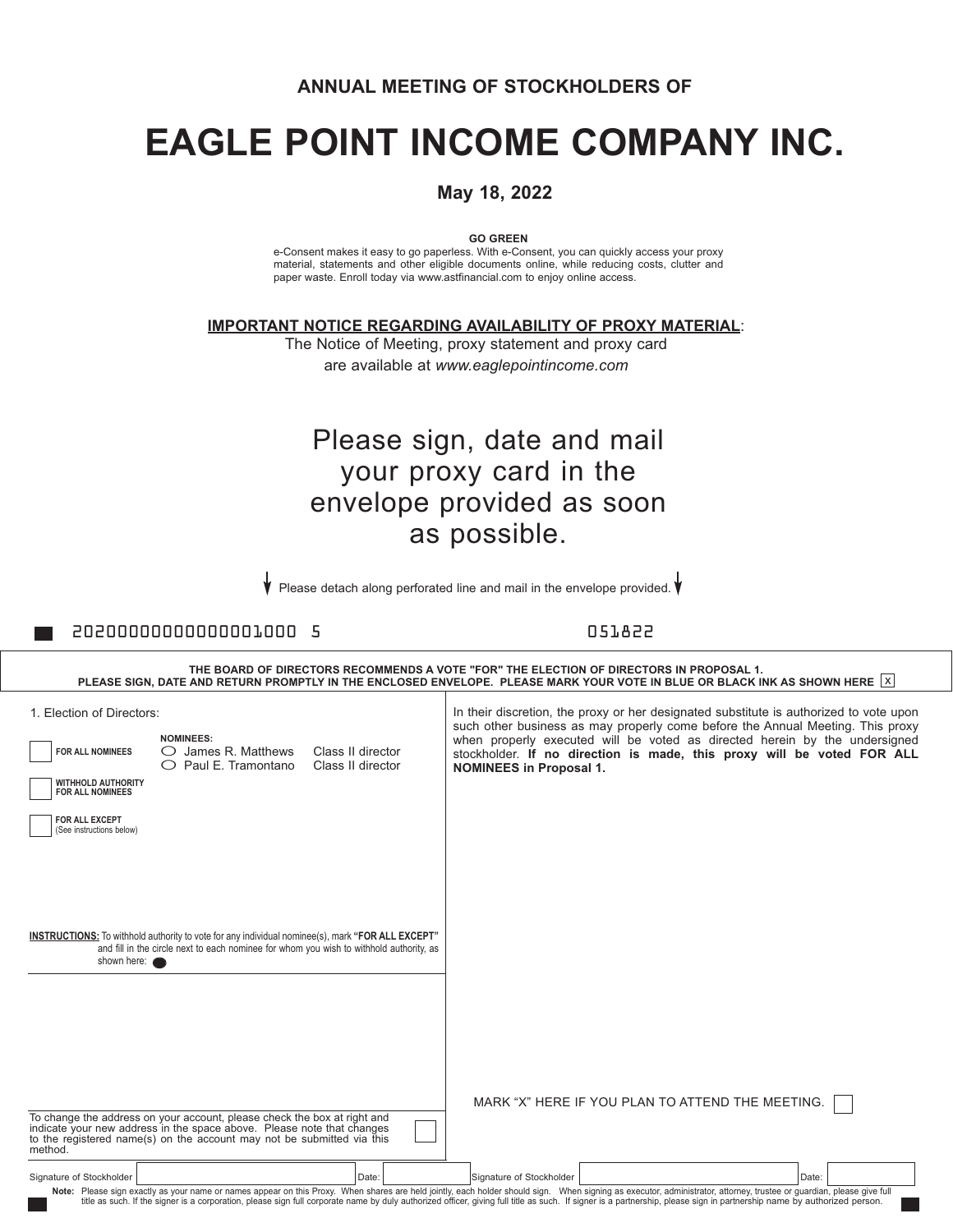ANNUAL MEETING OF STOCKHOLDERS OF

# EAGLE POINT INCOME COMPANY INC.

**May 18, 2022**

**GO GREEN**

e-Consent makes it easy to go paperless. With e-Consent, you can quickly access your proxy material, statements and other eligible documents online, while reducing costs, clutter and paper waste. Enroll today via www.astfinancial.com to enjoy online access.

**IMPORTANT NOTICE REGARDING AVAILABILITY OF PROXY MATERIAL**:
The Notice of Meeting, proxy statement and proxy card are available at *www.eaglepointincome.com*

Please sign, date and mail your proxy card in the envelope provided as soon as possible.

Please detach along perforated line and mail in the envelope provided.

20200000000000001000 5 051822

**THE BOARD OF DIRECTORS RECOMMENDS A VOTE "FOR" THE ELECTION OF DIRECTORS IN PROPOSAL 1.**
**PLEASE SIGN, DATE AND RETURN PROMPTLY IN THE ENCLOSED ENVELOPE. PLEASE MARK YOUR VOTE IN BLUE OR BLACK INK AS SHOWN HERE** ☒

1. Election of Directors:

**NOMINEES:**

☐ **FOR ALL NOMINEES**

☐ **WITHHOLD AUTHORITY FOR ALL NOMINEES**

☐ **FOR ALL EXCEPT** (See instructions below)

○ James R. Matthews — Class II director
○ Paul E. Tramontano — Class II director

**INSTRUCTIONS:** To withhold authority to vote for any individual nominee(s), mark **"FOR ALL EXCEPT"** and fill in the circle next to each nominee for whom you wish to withhold authority, as shown here: ●

In their discretion, the proxy or her designated substitute is authorized to vote upon such other business as may properly come before the Annual Meeting. This proxy when properly executed will be voted as directed herein by the undersigned stockholder. **If no direction is made, this proxy will be voted FOR ALL NOMINEES in Proposal 1.**

To change the address on your account, please check the box at right and indicate your new address in the space above. Please note that changes to the registered name(s) on the account may not be submitted via this method. ☐

MARK "X" HERE IF YOU PLAN TO ATTEND THE MEETING. ☐

Signature of Stockholder ______________ Date: ________ Signature of Stockholder ______________ Date: ________

**Note:** Please sign exactly as your name or names appear on this Proxy. When shares are held jointly, each holder should sign. When signing as executor, administrator, attorney, trustee or guardian, please give full title as such. If the signer is a corporation, please sign full corporate name by duly authorized officer, giving full title as such. If signer is a partnership, please sign in partnership name by authorized person.